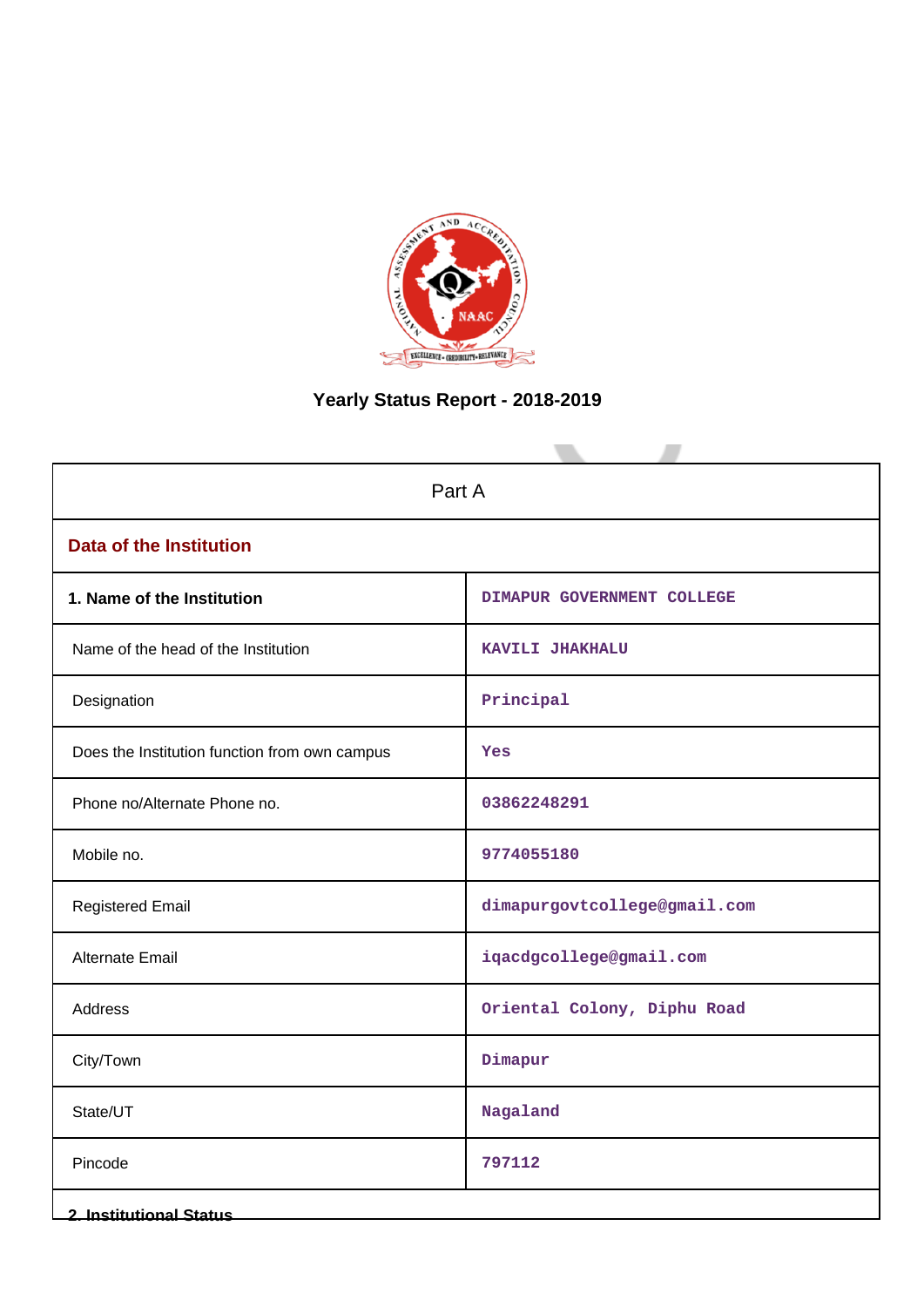# Yearly Status Report - 2018-2019

| Part A | |
|---|---|
| **Data of the Institution** | |
| **1. Name of the Institution** | DIMAPUR GOVERNMENT COLLEGE |
| Name of the head of the Institution | KAVILI JHAKHALU |
| Designation | Principal |
| Does the Institution function from own campus | Yes |
| Phone no/Alternate Phone no. | 03862248291 |
| Mobile no. | 9774055180 |
| Registered Email | dimapurgovtcollege@gmail.com |
| Alternate Email | iqacdgcollege@gmail.com |
| Address | Oriental Colony, Diphu Road |
| City/Town | Dimapur |
| State/UT | Nagaland |
| Pincode | 797112 |

**2. Institutional Status**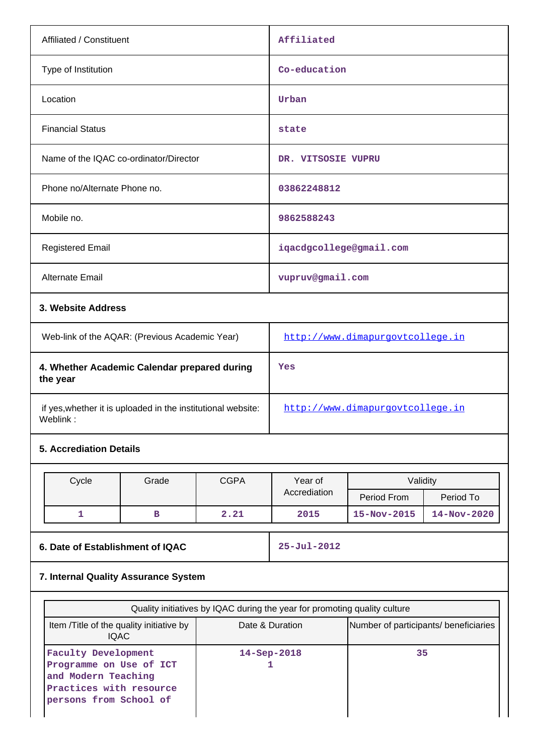| | |
|---|---|
| Affiliated / Constituent | Affiliated |
| Type of Institution | Co-education |
| Location | Urban |
| Financial Status | state |
| Name of the IQAC co-ordinator/Director | DR. VITSOSIE VUPRU |
| Phone no/Alternate Phone no. | 03862248812 |
| Mobile no. | 9862588243 |
| Registered Email | iqacdgcollege@gmail.com |
| Alternate Email | vupruv@gmail.com |

**3. Website Address**

| | |
|---|---|
| Web-link of the AQAR: (Previous Academic Year) | http://www.dimapurgovtcollege.in |
| **4. Whether Academic Calendar prepared during the year** | Yes |
| if yes,whether it is uploaded in the institutional website: Weblink : | http://www.dimapurgovtcollege.in |

**5. Accrediation Details**

| Cycle | Grade | CGPA | Year of Accrediation | Validity | |
|---|---|---|---|---|---|
| | | | | Period From | Period To |
| 1 | B | 2.21 | 2015 | 15-Nov-2015 | 14-Nov-2020 |

| | |
|---|---|
| **6. Date of Establishment of IQAC** | 25-Jul-2012 |

**7. Internal Quality Assurance System**

| Quality initiatives by IQAC during the year for promoting quality culture | | |
|---|---|---|
| Item /Title of the quality initiative by IQAC | Date & Duration | Number of participants/ beneficiaries |
| Faculty Development Programme on Use of ICT and Modern Teaching Practices with resource persons from School of | 14-Sep-2018 1 | 35 |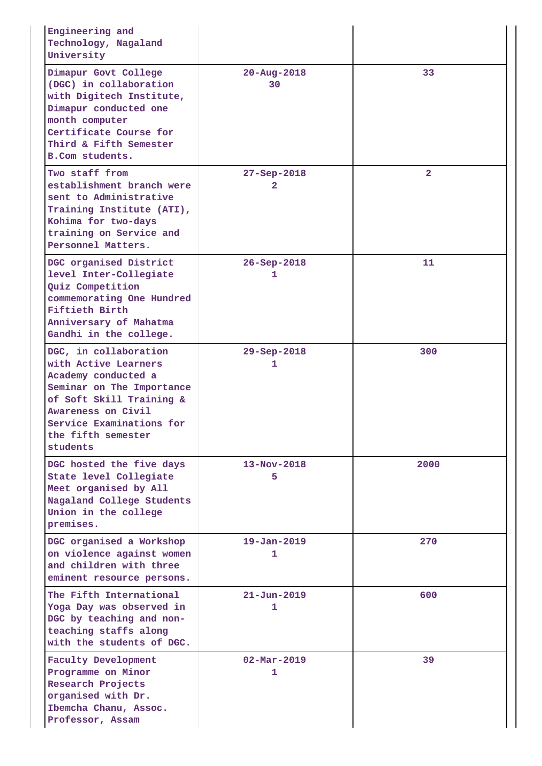| | | |
|---|---|---|
| Engineering and Technology, Nagaland University | | |
| Dimapur Govt College (DGC) in collaboration with Digitech Institute, Dimapur conducted one month computer Certificate Course for Third & Fifth Semester B.Com students. | 20-Aug-2018 30 | 33 |
| Two staff from establishment branch were sent to Administrative Training Institute (ATI), Kohima for two-days training on Service and Personnel Matters. | 27-Sep-2018 2 | 2 |
| DGC organised District level Inter-Collegiate Quiz Competition commemorating One Hundred Fiftieth Birth Anniversary of Mahatma Gandhi in the college. | 26-Sep-2018 1 | 11 |
| DGC, in collaboration with Active Learners Academy conducted a Seminar on The Importance of Soft Skill Training & Awareness on Civil Service Examinations for the fifth semester students | 29-Sep-2018 1 | 300 |
| DGC hosted the five days State level Collegiate Meet organised by All Nagaland College Students Union in the college premises. | 13-Nov-2018 5 | 2000 |
| DGC organised a Workshop on violence against women and children with three eminent resource persons. | 19-Jan-2019 1 | 270 |
| The Fifth International Yoga Day was observed in DGC by teaching and non-teaching staffs along with the students of DGC. | 21-Jun-2019 1 | 600 |
| Faculty Development Programme on Minor Research Projects organised with Dr. Ibemcha Chanu, Assoc. Professor, Assam | 02-Mar-2019 1 | 39 |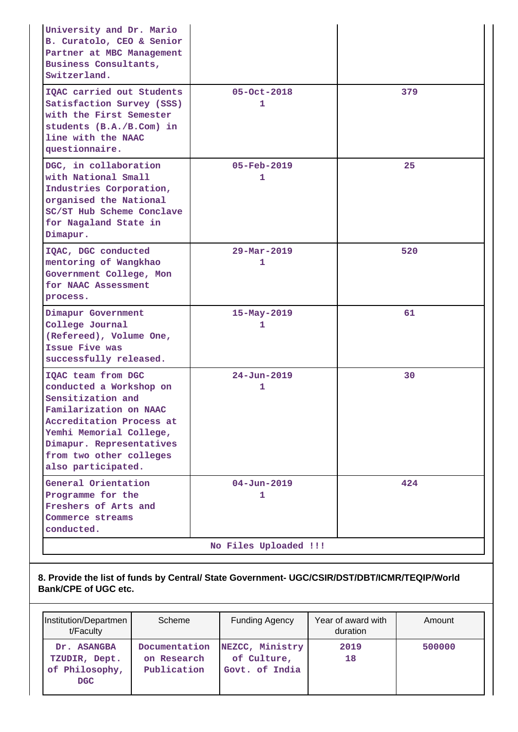| | | |
|---|---|---|
| University and Dr. Mario B. Curatolo, CEO & Senior Partner at MBC Management Business Consultants, Switzerland. | | |
| IQAC carried out Students Satisfaction Survey (SSS) with the First Semester students (B.A./B.Com) in line with the NAAC questionnaire. | 05-Oct-2018<br>1 | 379 |
| DGC, in collaboration with National Small Industries Corporation, organised the National SC/ST Hub Scheme Conclave for Nagaland State in Dimapur. | 05-Feb-2019<br>1 | 25 |
| IQAC, DGC conducted mentoring of Wangkhao Government College, Mon for NAAC Assessment process. | 29-Mar-2019<br>1 | 520 |
| Dimapur Government College Journal (Refereed), Volume One, Issue Five was successfully released. | 15-May-2019<br>1 | 61 |
| IQAC team from DGC conducted a Workshop on Sensitization and Familarization on NAAC Accreditation Process at Yemhi Memorial College, Dimapur. Representatives from two other colleges also participated. | 24-Jun-2019<br>1 | 30 |
| General Orientation Programme for the Freshers of Arts and Commerce streams conducted. | 04-Jun-2019<br>1 | 424 |

No Files Uploaded !!!

**8. Provide the list of funds by Central/ State Government- UGC/CSIR/DST/DBT/ICMR/TEQIP/World Bank/CPE of UGC etc.**

| Institution/Department/Faculty | Scheme | Funding Agency | Year of award with duration | Amount |
|---|---|---|---|---|
| Dr. ASANGBA TZUDIR, Dept. of Philosophy, DGC | Documentation on Research Publication | NEZCC, Ministry of Culture, Govt. of India | 2019<br>18 | 500000 |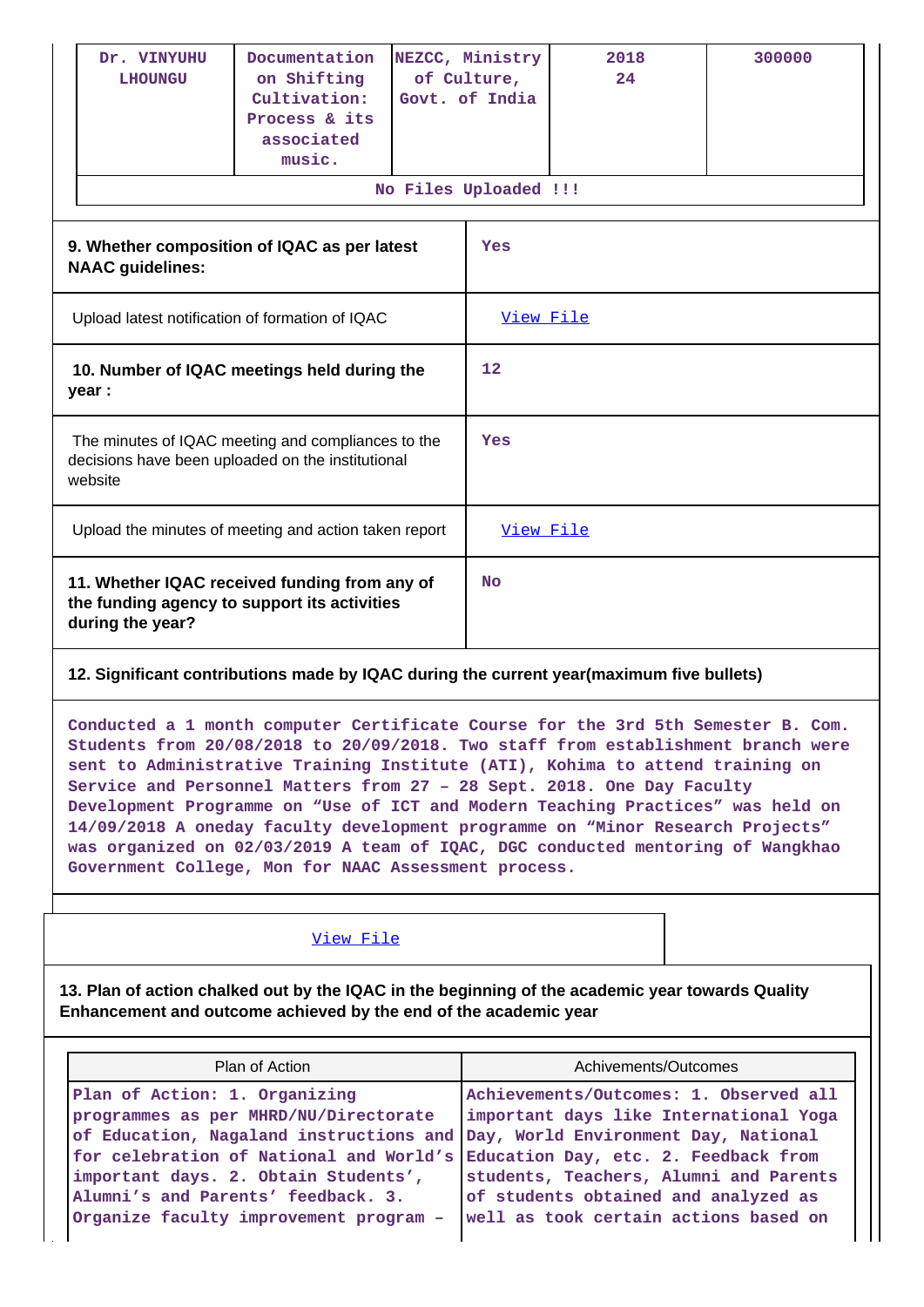| Dr. VINYUHU LHOUNGU | Documentation on Shifting Cultivation: Process & its associated music. | NEZCC, Ministry of Culture, Govt. of India | 2018 24 | 300000 |
|---|---|---|---|---|
| No Files Uploaded !!! | | | | |

| 9. Whether composition of IQAC as per latest NAAC guidelines: | Yes |
|---|---|
| Upload latest notification of formation of IQAC | View File |
| 10. Number of IQAC meetings held during the year : | 12 |
| The minutes of IQAC meeting and compliances to the decisions have been uploaded on the institutional website | Yes |
| Upload the minutes of meeting and action taken report | View File |
| 11. Whether IQAC received funding from any of the funding agency to support its activities during the year? | No |

**12. Significant contributions made by IQAC during the current year(maximum five bullets)**

Conducted a 1 month computer Certificate Course for the 3rd 5th Semester B. Com. Students from 20/08/2018 to 20/09/2018. Two staff from establishment branch were sent to Administrative Training Institute (ATI), Kohima to attend training on Service and Personnel Matters from 27 – 28 Sept. 2018. One Day Faculty Development Programme on “Use of ICT and Modern Teaching Practices” was held on 14/09/2018 A oneday faculty development programme on “Minor Research Projects” was organized on 02/03/2019 A team of IQAC, DGC conducted mentoring of Wangkhao Government College, Mon for NAAC Assessment process.

View File

**13. Plan of action chalked out by the IQAC in the beginning of the academic year towards Quality Enhancement and outcome achieved by the end of the academic year**

| Plan of Action | Achivements/Outcomes |
|---|---|
| Plan of Action: 1. Organizing programmes as per MHRD/NU/Directorate of Education, Nagaland instructions and for celebration of National and World’s important days. 2. Obtain Students’, Alumni’s and Parents’ feedback. 3. Organize faculty improvement program – | Achievements/Outcomes: 1. Observed all important days like International Yoga Day, World Environment Day, National Education Day, etc. 2. Feedback from students, Teachers, Alumni and Parents of students obtained and analyzed as well as took certain actions based on |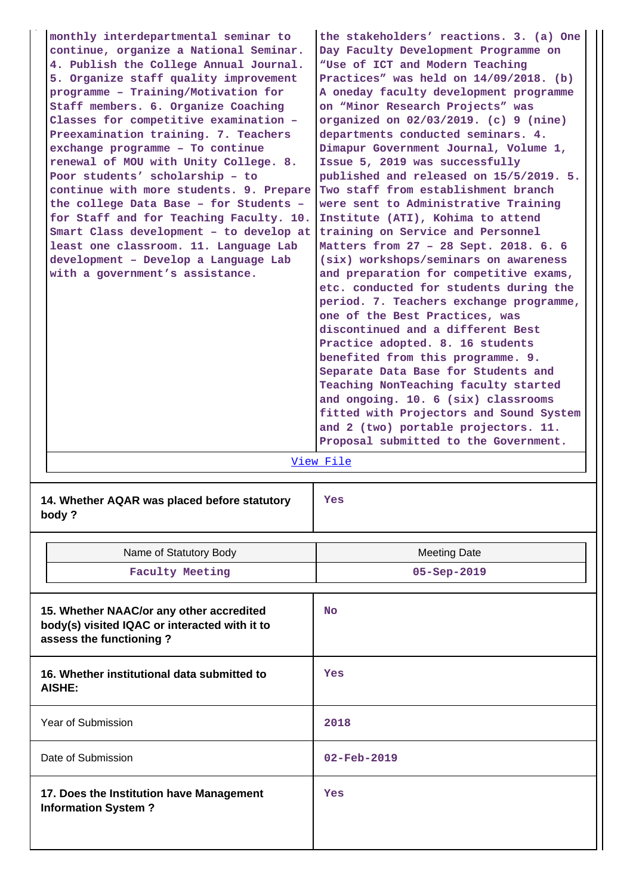| | |
|---|---|
| monthly interdepartmental seminar to continue, organize a National Seminar. 4. Publish the College Annual Journal. 5. Organize staff quality improvement programme – Training/Motivation for Staff members. 6. Organize Coaching Classes for competitive examination – Preexamination training. 7. Teachers exchange programme – To continue renewal of MOU with Unity College. 8. Poor students' scholarship – to continue with more students. 9. Prepare the college Data Base – for Students – for Staff and for Teaching Faculty. 10. Smart Class development – to develop at least one classroom. 11. Language Lab development – Develop a Language Lab with a government's assistance. | the stakeholders' reactions. 3. (a) One Day Faculty Development Programme on "Use of ICT and Modern Teaching Practices" was held on 14/09/2018. (b) A oneday faculty development programme on "Minor Research Projects" was organized on 02/03/2019. (c) 9 (nine) departments conducted seminars. 4. Dimapur Government Journal, Volume 1, Issue 5, 2019 was successfully published and released on 15/5/2019. 5. Two staff from establishment branch were sent to Administrative Training Institute (ATI), Kohima to attend training on Service and Personnel Matters from 27 – 28 Sept. 2018. 6. 6 (six) workshops/seminars on awareness and preparation for competitive exams, etc. conducted for students during the period. 7. Teachers exchange programme, one of the Best Practices, was discontinued and a different Best Practice adopted. 8. 16 students benefited from this programme. 9. Separate Data Base for Students and Teaching NonTeaching faculty started and ongoing. 10. 6 (six) classrooms fitted with Projectors and Sound System and 2 (two) portable projectors. 11. Proposal submitted to the Government. |

View File

| | |
|---|---|
| **14. Whether AQAR was placed before statutory body ?** | Yes |

| Name of Statutory Body | Meeting Date |
|---|---|
| Faculty Meeting | 05-Sep-2019 |

| | |
|---|---|
| **15. Whether NAAC/or any other accredited body(s) visited IQAC or interacted with it to assess the functioning ?** | No |
| **16. Whether institutional data submitted to AISHE:** | Yes |
| Year of Submission | 2018 |
| Date of Submission | 02-Feb-2019 |
| **17. Does the Institution have Management Information System ?** | Yes |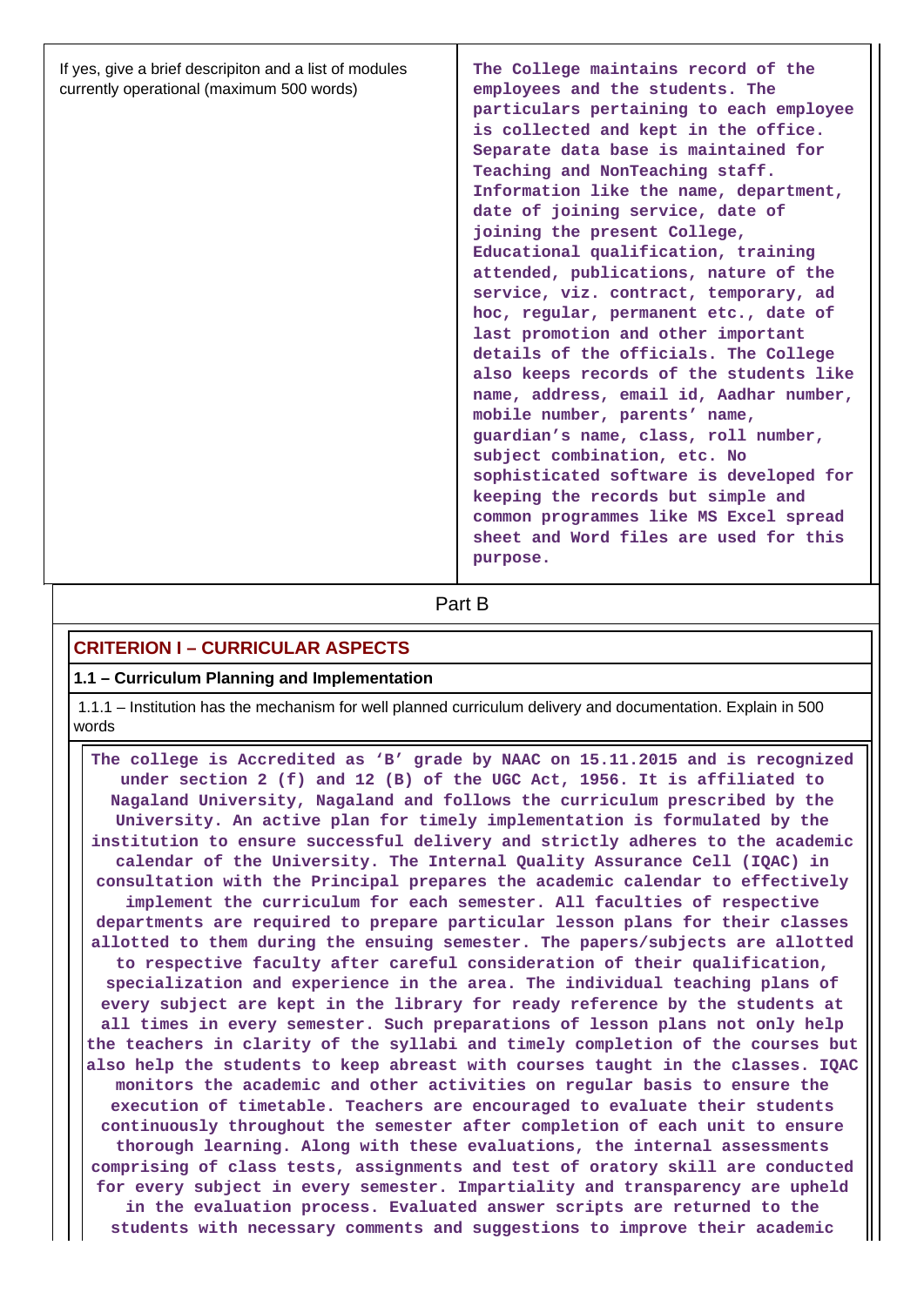| If yes, give a brief descripiton and a list of modules currently operational (maximum 500 words) | **The College maintains record of the employees and the students. The particulars pertaining to each employee is collected and kept in the office. Separate data base is maintained for Teaching and NonTeaching staff. Information like the name, department, date of joining service, date of joining the present College, Educational qualification, training attended, publications, nature of the service, viz. contract, temporary, ad hoc, regular, permanent etc., date of last promotion and other important details of the officials. The College also keeps records of the students like name, address, email id, Aadhar number, mobile number, parents' name, guardian's name, class, roll number, subject combination, etc. No sophisticated software is developed for keeping the records but simple and common programmes like MS Excel spread sheet and Word files are used for this purpose.** |
|---|---|

## Part B

## CRITERION I – CURRICULAR ASPECTS

### 1.1 – Curriculum Planning and Implementation

1.1.1 – Institution has the mechanism for well planned curriculum delivery and documentation. Explain in 500 words

**The college is Accredited as 'B' grade by NAAC on 15.11.2015 and is recognized under section 2 (f) and 12 (B) of the UGC Act, 1956. It is affiliated to Nagaland University, Nagaland and follows the curriculum prescribed by the University. An active plan for timely implementation is formulated by the institution to ensure successful delivery and strictly adheres to the academic calendar of the University. The Internal Quality Assurance Cell (IQAC) in consultation with the Principal prepares the academic calendar to effectively implement the curriculum for each semester. All faculties of respective departments are required to prepare particular lesson plans for their classes allotted to them during the ensuing semester. The papers/subjects are allotted to respective faculty after careful consideration of their qualification, specialization and experience in the area. The individual teaching plans of every subject are kept in the library for ready reference by the students at all times in every semester. Such preparations of lesson plans not only help the teachers in clarity of the syllabi and timely completion of the courses but also help the students to keep abreast with courses taught in the classes. IQAC monitors the academic and other activities on regular basis to ensure the execution of timetable. Teachers are encouraged to evaluate their students continuously throughout the semester after completion of each unit to ensure thorough learning. Along with these evaluations, the internal assessments comprising of class tests, assignments and test of oratory skill are conducted for every subject in every semester. Impartiality and transparency are upheld in the evaluation process. Evaluated answer scripts are returned to the students with necessary comments and suggestions to improve their academic**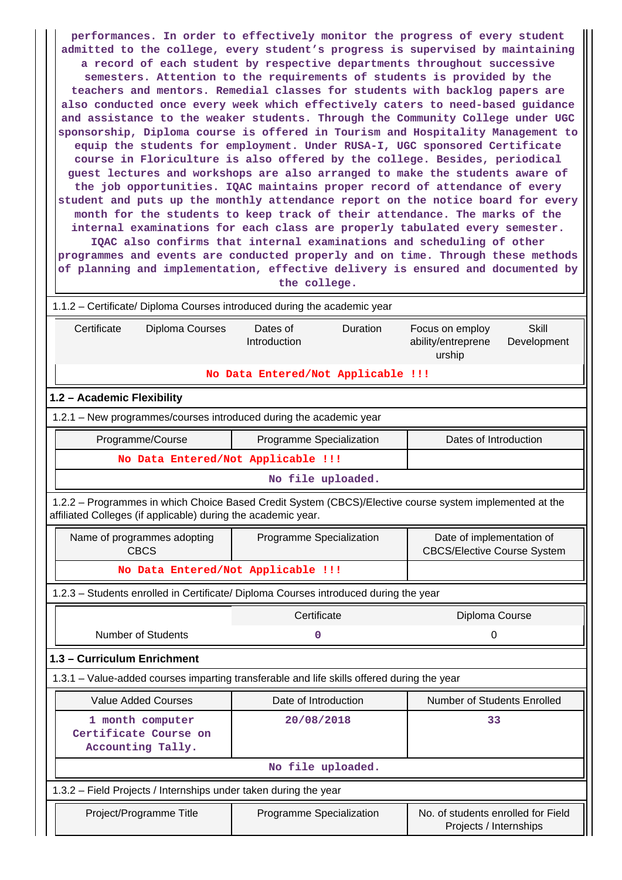performances. In order to effectively monitor the progress of every student admitted to the college, every student's progress is supervised by maintaining a record of each student by respective departments throughout successive semesters. Attention to the requirements of students is provided by the teachers and mentors. Remedial classes for students with backlog papers are also conducted once every week which effectively caters to need-based guidance and assistance to the weaker students. Through the Community College under UGC sponsorship, Diploma course is offered in Tourism and Hospitality Management to equip the students for employment. Under RUSA-I, UGC sponsored Certificate course in Floriculture is also offered by the college. Besides, periodical guest lectures and workshops are also arranged to make the students aware of the job opportunities. IQAC maintains proper record of attendance of every student and puts up the monthly attendance report on the notice board for every month for the students to keep track of their attendance. The marks of the internal examinations for each class are properly tabulated every semester. IQAC also confirms that internal examinations and scheduling of other programmes and events are conducted properly and on time. Through these methods of planning and implementation, effective delivery is ensured and documented by the college.

1.1.2 – Certificate/ Diploma Courses introduced during the academic year

| Certificate | Diploma Courses | Dates of Introduction | Duration | Focus on employ ability/entrepreneurship | Skill Development |
|---|---|---|---|---|---|
| No Data Entered/Not Applicable !!! | | | | | |

## 1.2 – Academic Flexibility

1.2.1 – New programmes/courses introduced during the academic year

| Programme/Course | Programme Specialization | Dates of Introduction |
|---|---|---|
| No Data Entered/Not Applicable !!! | | |

No file uploaded.

1.2.2 – Programmes in which Choice Based Credit System (CBCS)/Elective course system implemented at the affiliated Colleges (if applicable) during the academic year.

| Name of programmes adopting CBCS | Programme Specialization | Date of implementation of CBCS/Elective Course System |
|---|---|---|
| No Data Entered/Not Applicable !!! | | |

1.2.3 – Students enrolled in Certificate/ Diploma Courses introduced during the year

| | Certificate | Diploma Course |
|---|---|---|
| Number of Students | 0 | 0 |

## 1.3 – Curriculum Enrichment

1.3.1 – Value-added courses imparting transferable and life skills offered during the year

| Value Added Courses | Date of Introduction | Number of Students Enrolled |
|---|---|---|
| 1 month computer Certificate Course on Accounting Tally. | 20/08/2018 | 33 |

No file uploaded.

1.3.2 – Field Projects / Internships under taken during the year

| Project/Programme Title | Programme Specialization | No. of students enrolled for Field Projects / Internships |
|---|---|---|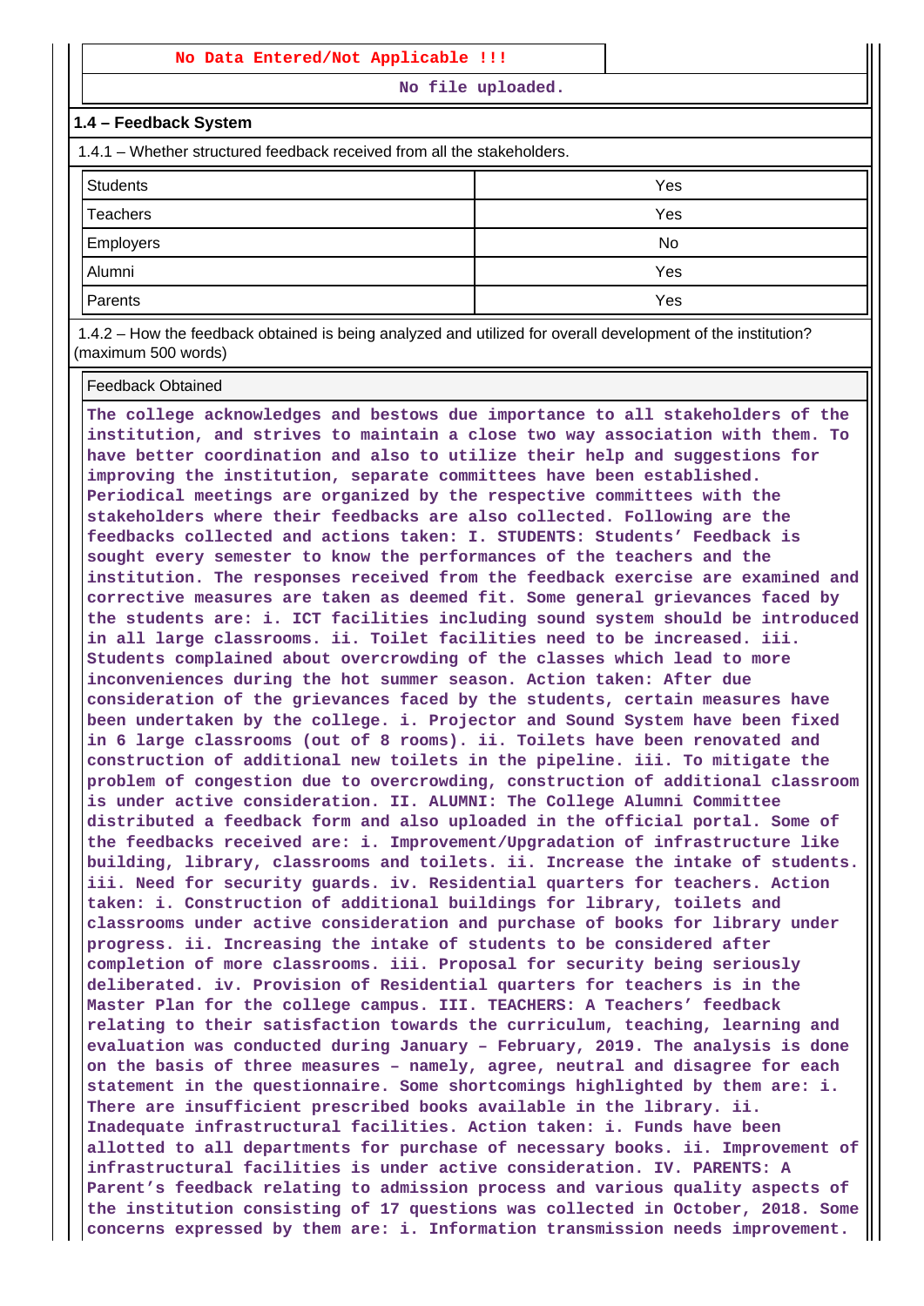**No Data Entered/Not Applicable !!!**

No file uploaded.

### 1.4 – Feedback System

1.4.1 – Whether structured feedback received from all the stakeholders.

| | |
|---|---|
| Students | Yes |
| Teachers | Yes |
| Employers | No |
| Alumni | Yes |
| Parents | Yes |

1.4.2 – How the feedback obtained is being analyzed and utilized for overall development of the institution? (maximum 500 words)

Feedback Obtained

The college acknowledges and bestows due importance to all stakeholders of the institution, and strives to maintain a close two way association with them. To have better coordination and also to utilize their help and suggestions for improving the institution, separate committees have been established. Periodical meetings are organized by the respective committees with the stakeholders where their feedbacks are also collected. Following are the feedbacks collected and actions taken: I. STUDENTS: Students' Feedback is sought every semester to know the performances of the teachers and the institution. The responses received from the feedback exercise are examined and corrective measures are taken as deemed fit. Some general grievances faced by the students are: i. ICT facilities including sound system should be introduced in all large classrooms. ii. Toilet facilities need to be increased. iii. Students complained about overcrowding of the classes which lead to more inconveniences during the hot summer season. Action taken: After due consideration of the grievances faced by the students, certain measures have been undertaken by the college. i. Projector and Sound System have been fixed in 6 large classrooms (out of 8 rooms). ii. Toilets have been renovated and construction of additional new toilets in the pipeline. iii. To mitigate the problem of congestion due to overcrowding, construction of additional classroom is under active consideration. II. ALUMNI: The College Alumni Committee distributed a feedback form and also uploaded in the official portal. Some of the feedbacks received are: i. Improvement/Upgradation of infrastructure like building, library, classrooms and toilets. ii. Increase the intake of students. iii. Need for security guards. iv. Residential quarters for teachers. Action taken: i. Construction of additional buildings for library, toilets and classrooms under active consideration and purchase of books for library under progress. ii. Increasing the intake of students to be considered after completion of more classrooms. iii. Proposal for security being seriously deliberated. iv. Provision of Residential quarters for teachers is in the Master Plan for the college campus. III. TEACHERS: A Teachers' feedback relating to their satisfaction towards the curriculum, teaching, learning and evaluation was conducted during January – February, 2019. The analysis is done on the basis of three measures – namely, agree, neutral and disagree for each statement in the questionnaire. Some shortcomings highlighted by them are: i. There are insufficient prescribed books available in the library. ii. Inadequate infrastructural facilities. Action taken: i. Funds have been allotted to all departments for purchase of necessary books. ii. Improvement of infrastructural facilities is under active consideration. IV. PARENTS: A Parent's feedback relating to admission process and various quality aspects of the institution consisting of 17 questions was collected in October, 2018. Some concerns expressed by them are: i. Information transmission needs improvement.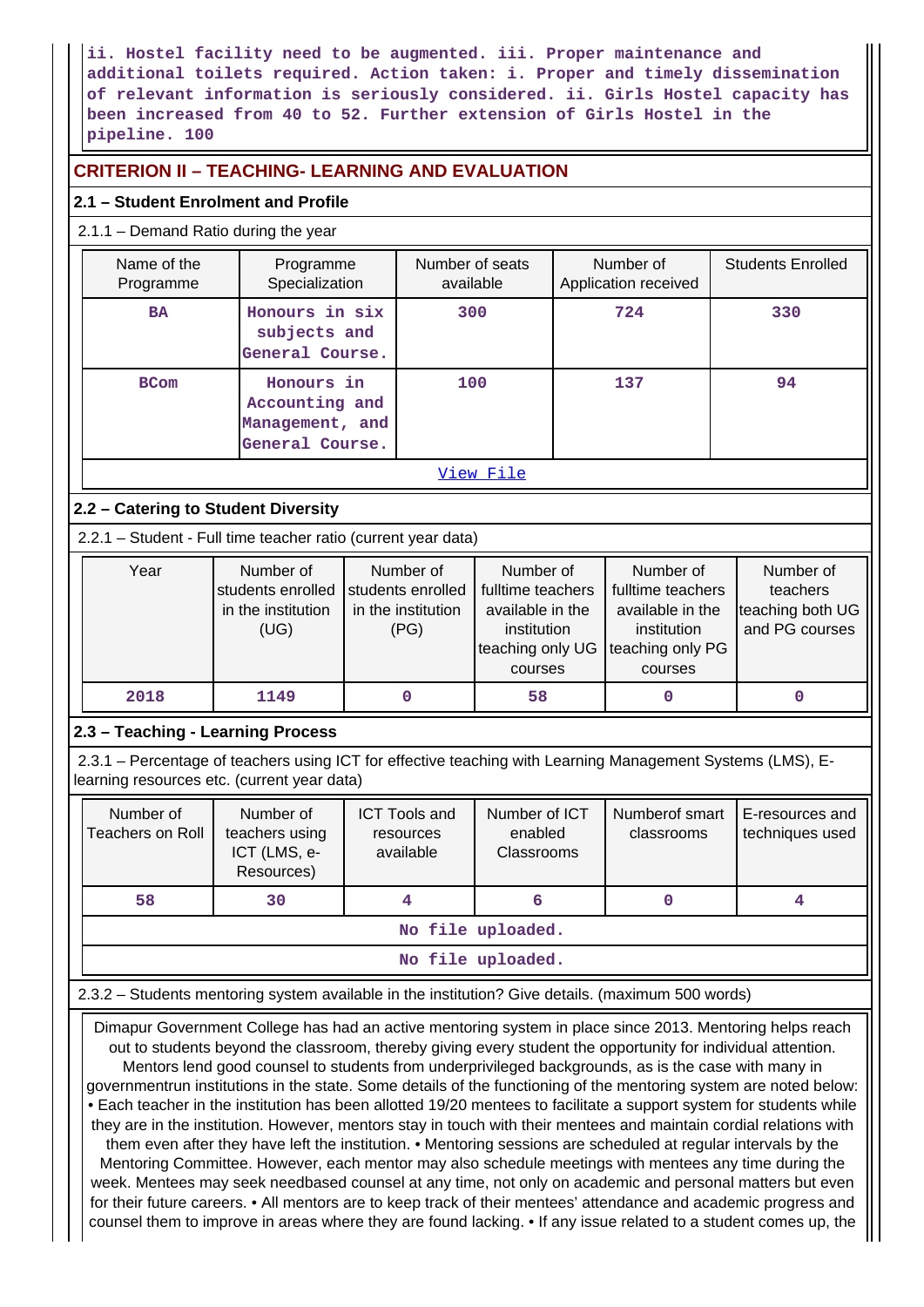ii. Hostel facility need to be augmented. iii. Proper maintenance and additional toilets required. Action taken: i. Proper and timely dissemination of relevant information is seriously considered. ii. Girls Hostel capacity has been increased from 40 to 52. Further extension of Girls Hostel in the pipeline. 100

## CRITERION II – TEACHING- LEARNING AND EVALUATION

### 2.1 – Student Enrolment and Profile

2.1.1 – Demand Ratio during the year

| Name of the Programme | Programme Specialization | Number of seats available | Number of Application received | Students Enrolled |
|---|---|---|---|---|
| BA | Honours in six subjects and General Course. | 300 | 724 | 330 |
| BCom | Honours in Accounting and Management, and General Course. | 100 | 137 | 94 |

View File

### 2.2 – Catering to Student Diversity

2.2.1 – Student - Full time teacher ratio (current year data)

| Year | Number of students enrolled in the institution (UG) | Number of students enrolled in the institution (PG) | Number of fulltime teachers available in the institution teaching only UG courses | Number of fulltime teachers available in the institution teaching only PG courses | Number of teachers teaching both UG and PG courses |
|---|---|---|---|---|---|
| 2018 | 1149 | 0 | 58 | 0 | 0 |

### 2.3 – Teaching - Learning Process

2.3.1 – Percentage of teachers using ICT for effective teaching with Learning Management Systems (LMS), E-learning resources etc. (current year data)

| Number of Teachers on Roll | Number of teachers using ICT (LMS, e-Resources) | ICT Tools and resources available | Number of ICT enabled Classrooms | Numberof smart classrooms | E-resources and techniques used |
|---|---|---|---|---|---|
| 58 | 30 | 4 | 6 | 0 | 4 |

No file uploaded.

No file uploaded.

2.3.2 – Students mentoring system available in the institution? Give details. (maximum 500 words)

Dimapur Government College has had an active mentoring system in place since 2013. Mentoring helps reach out to students beyond the classroom, thereby giving every student the opportunity for individual attention. Mentors lend good counsel to students from underprivileged backgrounds, as is the case with many in governmentrun institutions in the state. Some details of the functioning of the mentoring system are noted below: • Each teacher in the institution has been allotted 19/20 mentees to facilitate a support system for students while they are in the institution. However, mentors stay in touch with their mentees and maintain cordial relations with them even after they have left the institution. • Mentoring sessions are scheduled at regular intervals by the Mentoring Committee. However, each mentor may also schedule meetings with mentees any time during the week. Mentees may seek needbased counsel at any time, not only on academic and personal matters but even for their future careers. • All mentors are to keep track of their mentees' attendance and academic progress and counsel them to improve in areas where they are found lacking. • If any issue related to a student comes up, the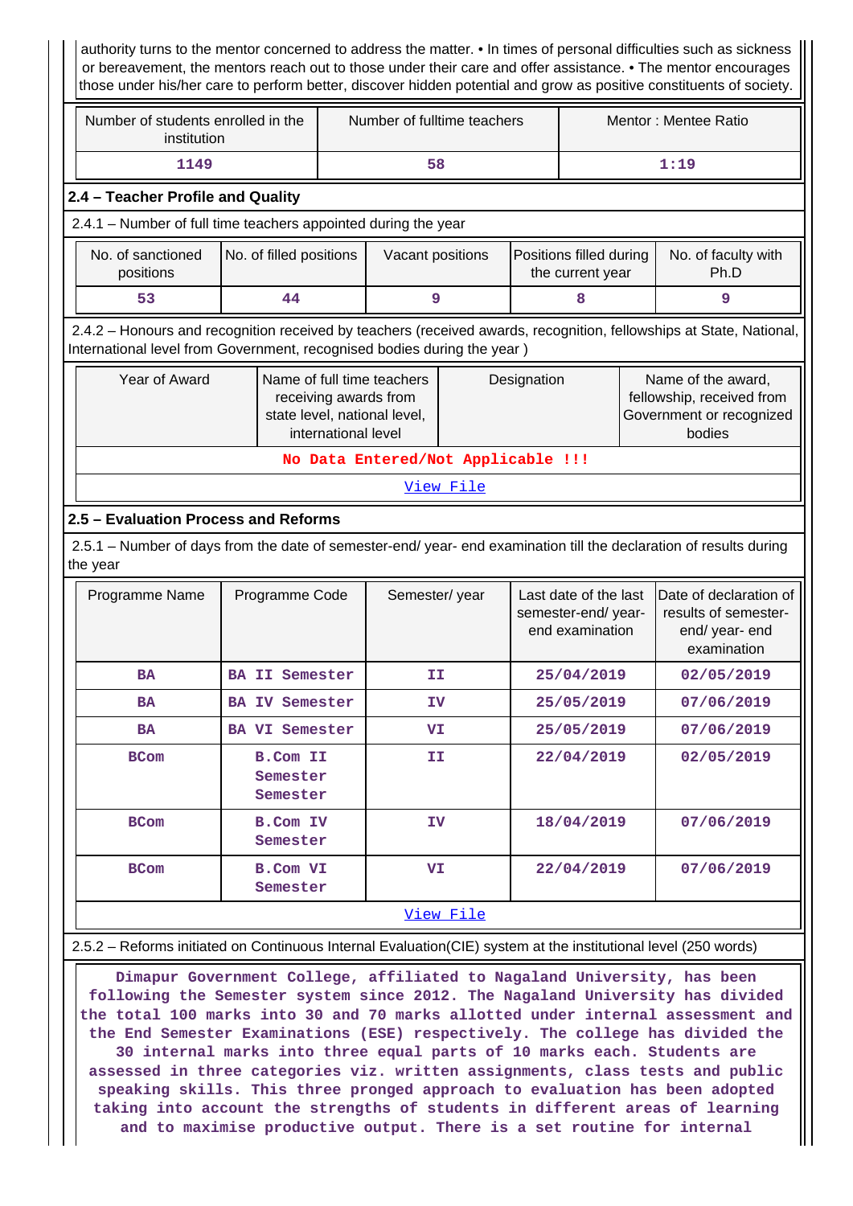authority turns to the mentor concerned to address the matter. • In times of personal difficulties such as sickness or bereavement, the mentors reach out to those under their care and offer assistance. • The mentor encourages those under his/her care to perform better, discover hidden potential and grow as positive constituents of society.

| Number of students enrolled in the institution | Number of fulltime teachers | Mentor : Mentee Ratio |
|---|---|---|
| 1149 | 58 | 1:19 |

## 2.4 – Teacher Profile and Quality

2.4.1 – Number of full time teachers appointed during the year

| No. of sanctioned positions | No. of filled positions | Vacant positions | Positions filled during the current year | No. of faculty with Ph.D |
|---|---|---|---|---|
| 53 | 44 | 9 | 8 | 9 |

2.4.2 – Honours and recognition received by teachers (received awards, recognition, fellowships at State, National, International level from Government, recognised bodies during the year )

| Year of Award | Name of full time teachers receiving awards from state level, national level, international level | Designation | Name of the award, fellowship, received from Government or recognized bodies |
|---|---|---|---|
| No Data Entered/Not Applicable !!! | | | |
| View File | | | |

## 2.5 – Evaluation Process and Reforms

2.5.1 – Number of days from the date of semester-end/ year- end examination till the declaration of results during the year

| Programme Name | Programme Code | Semester/ year | Last date of the last semester-end/ year- end examination | Date of declaration of results of semester-end/ year- end examination |
|---|---|---|---|---|
| BA | BA II Semester | II | 25/04/2019 | 02/05/2019 |
| BA | BA IV Semester | IV | 25/05/2019 | 07/06/2019 |
| BA | BA VI Semester | VI | 25/05/2019 | 07/06/2019 |
| BCom | B.Com II Semester Semester | II | 22/04/2019 | 02/05/2019 |
| BCom | B.Com IV Semester | IV | 18/04/2019 | 07/06/2019 |
| BCom | B.Com VI Semester | VI | 22/04/2019 | 07/06/2019 |
| View File | | | | |

2.5.2 – Reforms initiated on Continuous Internal Evaluation(CIE) system at the institutional level (250 words)

Dimapur Government College, affiliated to Nagaland University, has been following the Semester system since 2012. The Nagaland University has divided the total 100 marks into 30 and 70 marks allotted under internal assessment and the End Semester Examinations (ESE) respectively. The college has divided the 30 internal marks into three equal parts of 10 marks each. Students are assessed in three categories viz. written assignments, class tests and public speaking skills. This three pronged approach to evaluation has been adopted taking into account the strengths of students in different areas of learning and to maximise productive output. There is a set routine for internal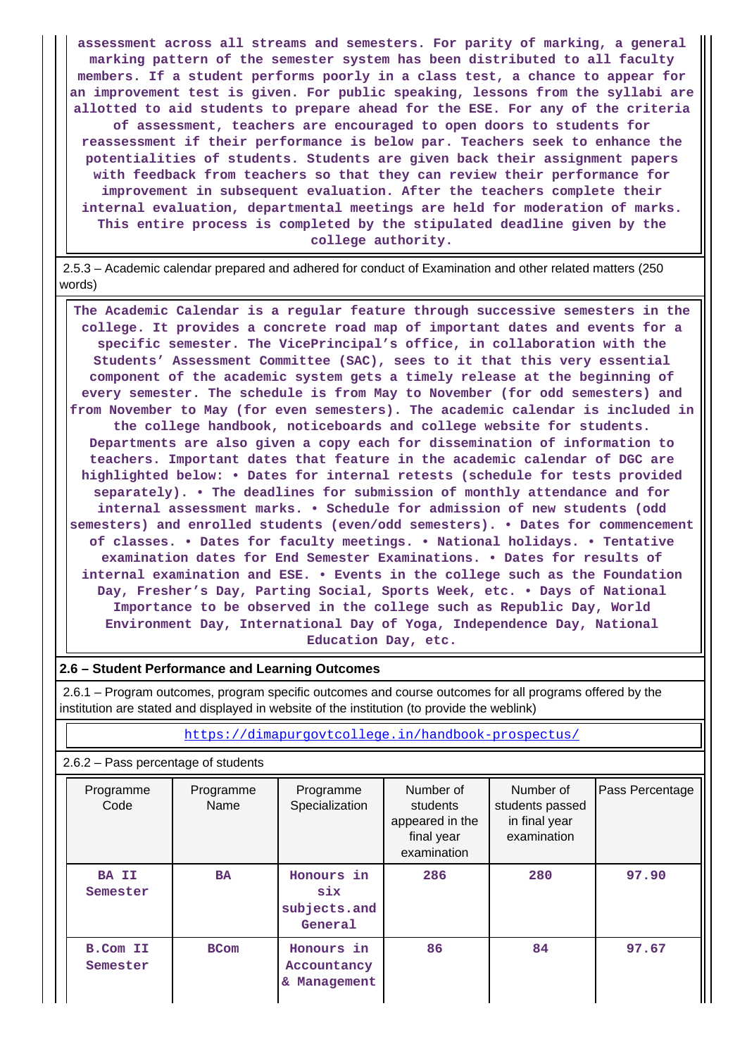assessment across all streams and semesters. For parity of marking, a general marking pattern of the semester system has been distributed to all faculty members. If a student performs poorly in a class test, a chance to appear for an improvement test is given. For public speaking, lessons from the syllabi are allotted to aid students to prepare ahead for the ESE. For any of the criteria of assessment, teachers are encouraged to open doors to students for reassessment if their performance is below par. Teachers seek to enhance the potentialities of students. Students are given back their assignment papers with feedback from teachers so that they can review their performance for improvement in subsequent evaluation. After the teachers complete their internal evaluation, departmental meetings are held for moderation of marks. This entire process is completed by the stipulated deadline given by the college authority.

2.5.3 – Academic calendar prepared and adhered for conduct of Examination and other related matters (250 words)

The Academic Calendar is a regular feature through successive semesters in the college. It provides a concrete road map of important dates and events for a specific semester. The VicePrincipal's office, in collaboration with the Students' Assessment Committee (SAC), sees to it that this very essential component of the academic system gets a timely release at the beginning of every semester. The schedule is from May to November (for odd semesters) and from November to May (for even semesters). The academic calendar is included in the college handbook, noticeboards and college website for students. Departments are also given a copy each for dissemination of information to teachers. Important dates that feature in the academic calendar of DGC are highlighted below: • Dates for internal retests (schedule for tests provided separately). • The deadlines for submission of monthly attendance and for internal assessment marks. • Schedule for admission of new students (odd semesters) and enrolled students (even/odd semesters). • Dates for commencement of classes. • Dates for faculty meetings. • National holidays. • Tentative examination dates for End Semester Examinations. • Dates for results of internal examination and ESE. • Events in the college such as the Foundation Day, Fresher's Day, Parting Social, Sports Week, etc. • Days of National Importance to be observed in the college such as Republic Day, World Environment Day, International Day of Yoga, Independence Day, National Education Day, etc.

**2.6 – Student Performance and Learning Outcomes**

2.6.1 – Program outcomes, program specific outcomes and course outcomes for all programs offered by the institution are stated and displayed in website of the institution (to provide the weblink)

https://dimapurgovtcollege.in/handbook-prospectus/

2.6.2 – Pass percentage of students

| Programme Code | Programme Name | Programme Specialization | Number of students appeared in the final year examination | Number of students passed in final year examination | Pass Percentage |
|---|---|---|---|---|---|
| BA II Semester | BA | Honours in six subjects.and General | 286 | 280 | 97.90 |
| B.Com II Semester | BCom | Honours in Accountancy & Management | 86 | 84 | 97.67 |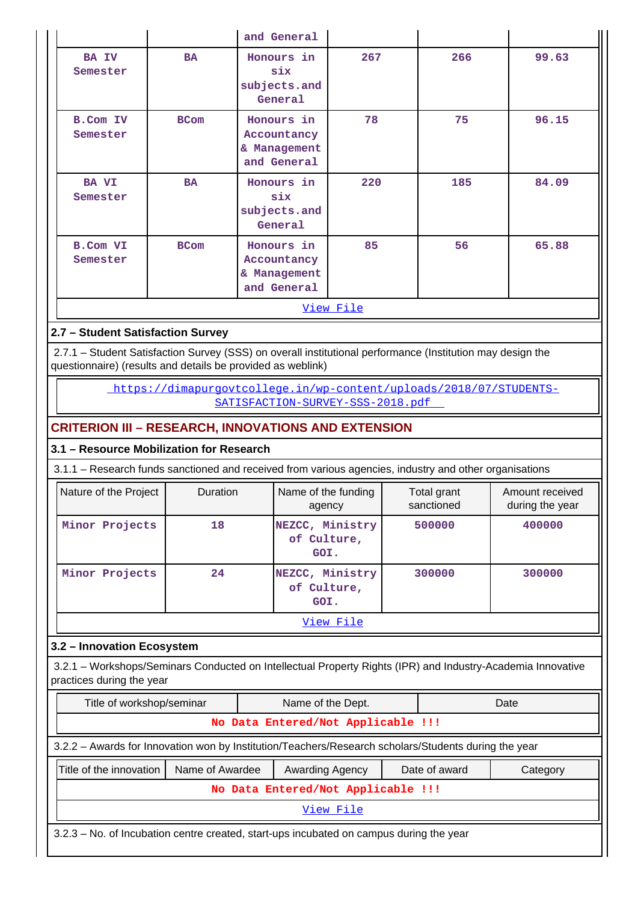| | | and General | | | |
|---|---|---|---|---|---|
| BA IV Semester | BA | Honours in six subjects.and General | 267 | 266 | 99.63 |
| B.Com IV Semester | BCom | Honours in Accountancy & Management and General | 78 | 75 | 96.15 |
| BA VI Semester | BA | Honours in six subjects.and General | 220 | 185 | 84.09 |
| B.Com VI Semester | BCom | Honours in Accountancy & Management and General | 85 | 56 | 65.88 |

View File

**2.7 – Student Satisfaction Survey**

2.7.1 – Student Satisfaction Survey (SSS) on overall institutional performance (Institution may design the questionnaire) (results and details be provided as weblink)

https://dimapurgovtcollege.in/wp-content/uploads/2018/07/STUDENTS-SATISFACTION-SURVEY-SSS-2018.pdf

## CRITERION III – RESEARCH, INNOVATIONS AND EXTENSION

**3.1 – Resource Mobilization for Research**

3.1.1 – Research funds sanctioned and received from various agencies, industry and other organisations

| Nature of the Project | Duration | Name of the funding agency | Total grant sanctioned | Amount received during the year |
|---|---|---|---|---|
| Minor Projects | 18 | NEZCC, Ministry of Culture, GOI. | 500000 | 400000 |
| Minor Projects | 24 | NEZCC, Ministry of Culture, GOI. | 300000 | 300000 |

View File

**3.2 – Innovation Ecosystem**

3.2.1 – Workshops/Seminars Conducted on Intellectual Property Rights (IPR) and Industry-Academia Innovative practices during the year

| Title of workshop/seminar | Name of the Dept. | Date |
|---|---|---|
| No Data Entered/Not Applicable !!! | | |

3.2.2 – Awards for Innovation won by Institution/Teachers/Research scholars/Students during the year

| Title of the innovation | Name of Awardee | Awarding Agency | Date of award | Category |
|---|---|---|---|---|
| No Data Entered/Not Applicable !!! | | | | |

View File

3.2.3 – No. of Incubation centre created, start-ups incubated on campus during the year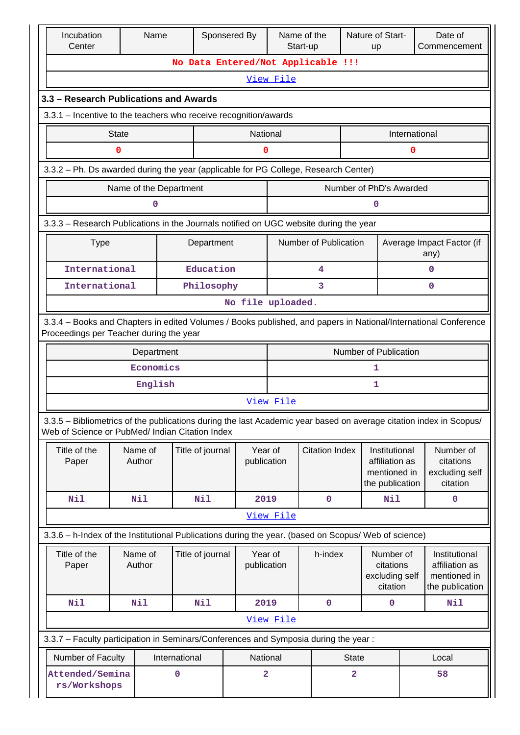| Incubation Center | Name | Sponsered By | Name of the Start-up | Nature of Start-up | Date of Commencement |
|---|---|---|---|---|---|
| No Data Entered/Not Applicable !!! | | | | | |
| View File | | | | | |

### 3.3 – Research Publications and Awards

3.3.1 – Incentive to the teachers who receive recognition/awards

| State | National | International |
|---|---|---|
| 0 | 0 | 0 |

3.3.2 – Ph. Ds awarded during the year (applicable for PG College, Research Center)

| Name of the Department | Number of PhD's Awarded |
|---|---|
| 0 | 0 |

3.3.3 – Research Publications in the Journals notified on UGC website during the year

| Type | Department | Number of Publication | Average Impact Factor (if any) |
|---|---|---|---|
| International | Education | 4 | 0 |
| International | Philosophy | 3 | 0 |
| No file uploaded. | | | |

3.3.4 – Books and Chapters in edited Volumes / Books published, and papers in National/International Conference Proceedings per Teacher during the year

| Department | Number of Publication |
|---|---|
| Economics | 1 |
| English | 1 |
| View File | |

3.3.5 – Bibliometrics of the publications during the last Academic year based on average citation index in Scopus/ Web of Science or PubMed/ Indian Citation Index

| Title of the Paper | Name of Author | Title of journal | Year of publication | Citation Index | Institutional affiliation as mentioned in the publication | Number of citations excluding self citation |
|---|---|---|---|---|---|---|
| Nil | Nil | Nil | 2019 | 0 | Nil | 0 |
| View File | | | | | | |

3.3.6 – h-Index of the Institutional Publications during the year. (based on Scopus/ Web of science)

| Title of the Paper | Name of Author | Title of journal | Year of publication | h-index | Number of citations excluding self citation | Institutional affiliation as mentioned in the publication |
|---|---|---|---|---|---|---|
| Nil | Nil | Nil | 2019 | 0 | 0 | Nil |
| View File | | | | | | |

3.3.7 – Faculty participation in Seminars/Conferences and Symposia during the year :

| Number of Faculty | International | National | State | Local |
|---|---|---|---|---|
| Attended/Seminars/Workshops | 0 | 2 | 2 | 58 |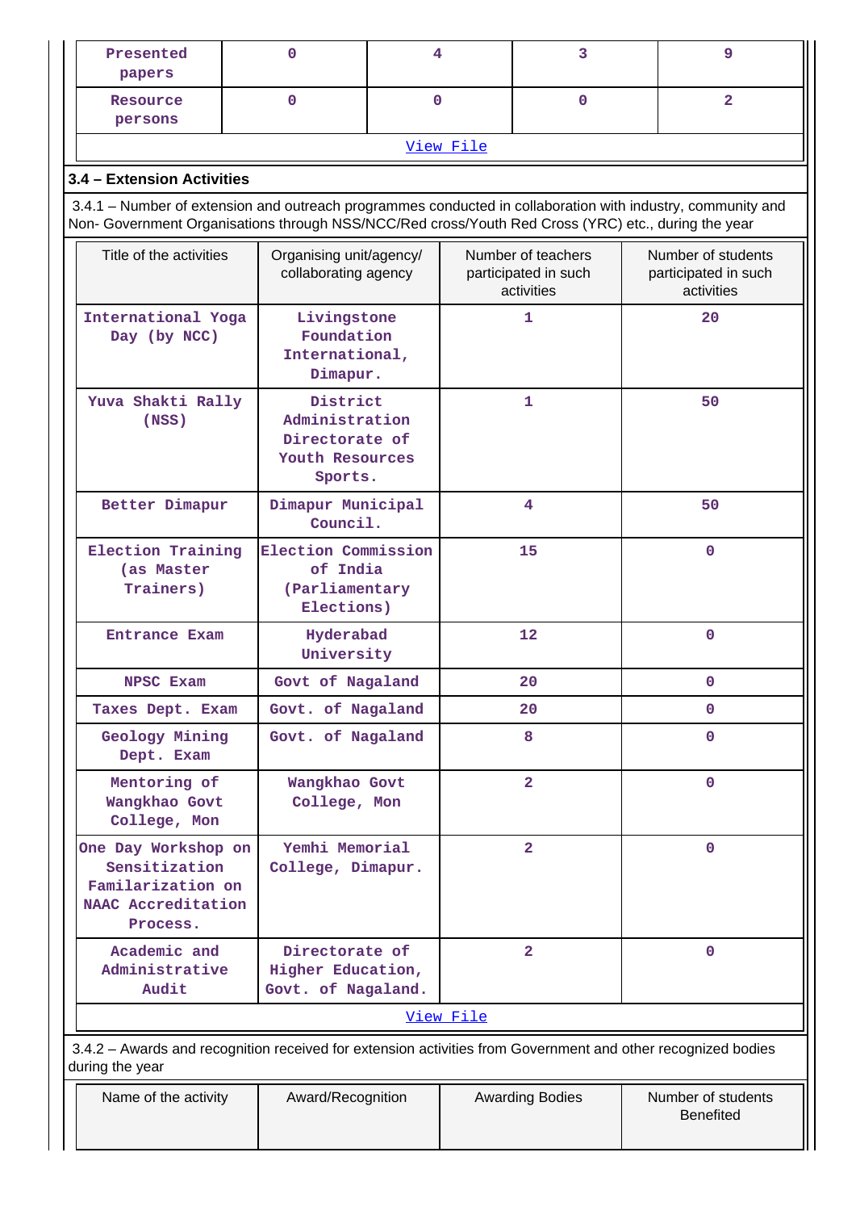| Presented papers | 0 | 4 | 3 | 9 |
|---|---|---|---|---|
| Resource persons | 0 | 0 | 0 | 2 |

[View File]

### 3.4 – Extension Activities

3.4.1 – Number of extension and outreach programmes conducted in collaboration with industry, community and Non- Government Organisations through NSS/NCC/Red cross/Youth Red Cross (YRC) etc., during the year

| Title of the activities | Organising unit/agency/ collaborating agency | Number of teachers participated in such activities | Number of students participated in such activities |
|---|---|---|---|
| International Yoga Day (by NCC) | Livingstone Foundation International, Dimapur. | 1 | 20 |
| Yuva Shakti Rally (NSS) | District Administration Directorate of Youth Resources Sports. | 1 | 50 |
| Better Dimapur | Dimapur Municipal Council. | 4 | 50 |
| Election Training (as Master Trainers) | Election Commission of India (Parliamentary Elections) | 15 | 0 |
| Entrance Exam | Hyderabad University | 12 | 0 |
| NPSC Exam | Govt of Nagaland | 20 | 0 |
| Taxes Dept. Exam | Govt. of Nagaland | 20 | 0 |
| Geology Mining Dept. Exam | Govt. of Nagaland | 8 | 0 |
| Mentoring of Wangkhao Govt College, Mon | Wangkhao Govt College, Mon | 2 | 0 |
| One Day Workshop on Sensitization Familarization on NAAC Accreditation Process. | Yemhi Memorial College, Dimapur. | 2 | 0 |
| Academic and Administrative Audit | Directorate of Higher Education, Govt. of Nagaland. | 2 | 0 |

[View File]

3.4.2 – Awards and recognition received for extension activities from Government and other recognized bodies during the year

| Name of the activity | Award/Recognition | Awarding Bodies | Number of students Benefited |
|---|---|---|---|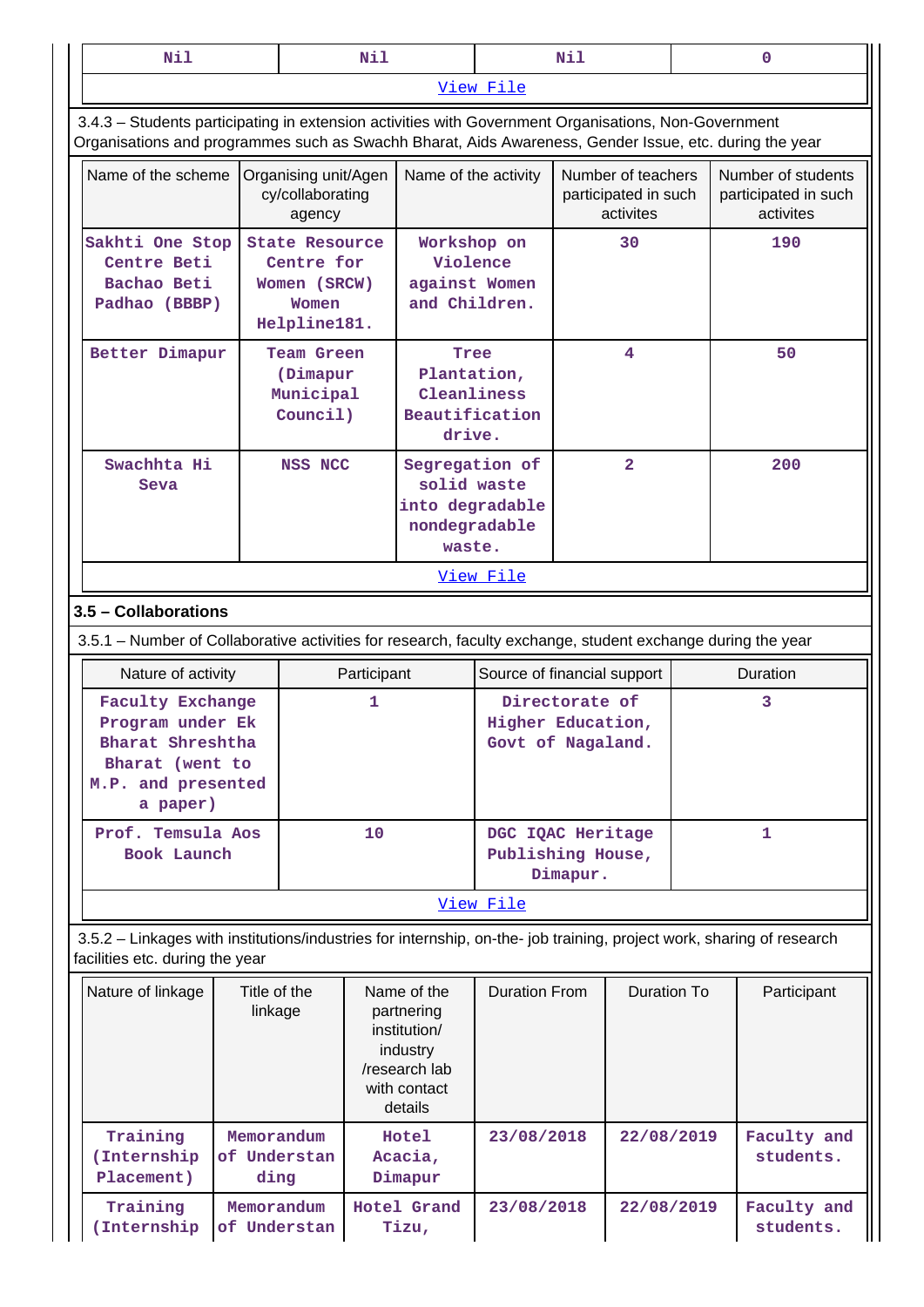| Nil | Nil | Nil | 0 |
|---|---|---|---|
| View File | | | |

3.4.3 – Students participating in extension activities with Government Organisations, Non-Government Organisations and programmes such as Swachh Bharat, Aids Awareness, Gender Issue, etc. during the year

| Name of the scheme | Organising unit/Agency/collaborating agency | Name of the activity | Number of teachers participated in such activites | Number of students participated in such activites |
|---|---|---|---|---|
| Sakhti One Stop Centre Beti Bachao Beti Padhao (BBBP) | State Resource Centre for Women (SRCW) Women Helpline181. | Workshop on Violence against Women and Children. | 30 | 190 |
| Better Dimapur | Team Green (Dimapur Municipal Council) | Tree Plantation, Cleanliness Beautification drive. | 4 | 50 |
| Swachhta Hi Seva | NSS NCC | Segregation of solid waste into degradable nondegradable waste. | 2 | 200 |
| View File | | | | |

## 3.5 – Collaborations

3.5.1 – Number of Collaborative activities for research, faculty exchange, student exchange during the year

| Nature of activity | Participant | Source of financial support | Duration |
|---|---|---|---|
| Faculty Exchange Program under Ek Bharat Shreshtha Bharat (went to M.P. and presented a paper) | 1 | Directorate of Higher Education, Govt of Nagaland. | 3 |
| Prof. Temsula Aos Book Launch | 10 | DGC IQAC Heritage Publishing House, Dimapur. | 1 |
| View File | | | |

3.5.2 – Linkages with institutions/industries for internship, on-the- job training, project work, sharing of research facilities etc. during the year

| Nature of linkage | Title of the linkage | Name of the partnering institution/ industry /research lab with contact details | Duration From | Duration To | Participant |
|---|---|---|---|---|---|
| Training (Internship Placement) | Memorandum of Understanding | Hotel Acacia, Dimapur | 23/08/2018 | 22/08/2019 | Faculty and students. |
| Training (Internship | Memorandum of Understan | Hotel Grand Tizu, | 23/08/2018 | 22/08/2019 | Faculty and students. |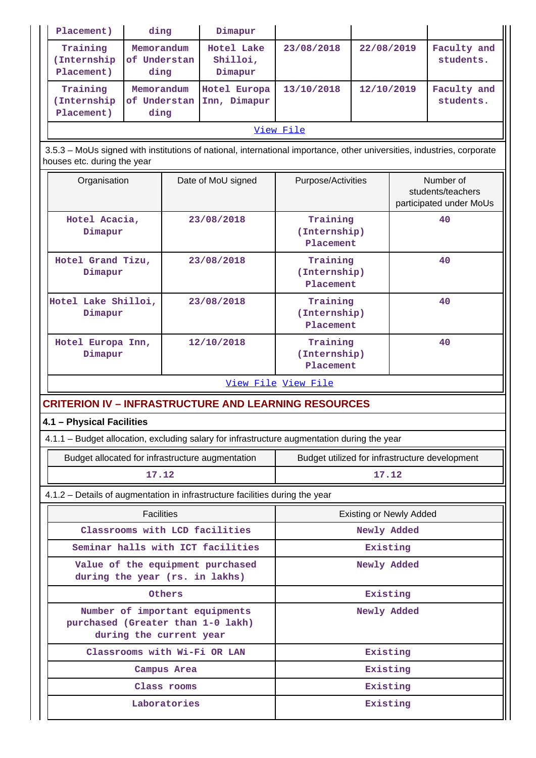| Placement) | ding | Dimapur | | | |
|---|---|---|---|---|---|
| Training (Internship Placement) | Memorandum of Understanding | Hotel Lake Shilloi, Dimapur | 23/08/2018 | 22/08/2019 | Faculty and students. |
| Training (Internship Placement) | Memorandum of Understanding | Hotel Europa Inn, Dimapur | 13/10/2018 | 12/10/2019 | Faculty and students. |

View File

3.5.3 – MoUs signed with institutions of national, international importance, other universities, industries, corporate houses etc. during the year

| Organisation | Date of MoU signed | Purpose/Activities | Number of students/teachers participated under MoUs |
|---|---|---|---|
| Hotel Acacia, Dimapur | 23/08/2018 | Training (Internship) Placement | 40 |
| Hotel Grand Tizu, Dimapur | 23/08/2018 | Training (Internship) Placement | 40 |
| Hotel Lake Shilloi, Dimapur | 23/08/2018 | Training (Internship) Placement | 40 |
| Hotel Europa Inn, Dimapur | 12/10/2018 | Training (Internship) Placement | 40 |

View File View File

## CRITERION IV – INFRASTRUCTURE AND LEARNING RESOURCES

### 4.1 – Physical Facilities

4.1.1 – Budget allocation, excluding salary for infrastructure augmentation during the year

| Budget allocated for infrastructure augmentation | Budget utilized for infrastructure development |
|---|---|
| 17.12 | 17.12 |

4.1.2 – Details of augmentation in infrastructure facilities during the year

| Facilities | Existing or Newly Added |
|---|---|
| Classrooms with LCD facilities | Newly Added |
| Seminar halls with ICT facilities | Existing |
| Value of the equipment purchased during the year (rs. in lakhs) | Newly Added |
| Others | Existing |
| Number of important equipments purchased (Greater than 1-0 lakh) during the current year | Newly Added |
| Classrooms with Wi-Fi OR LAN | Existing |
| Campus Area | Existing |
| Class rooms | Existing |
| Laboratories | Existing |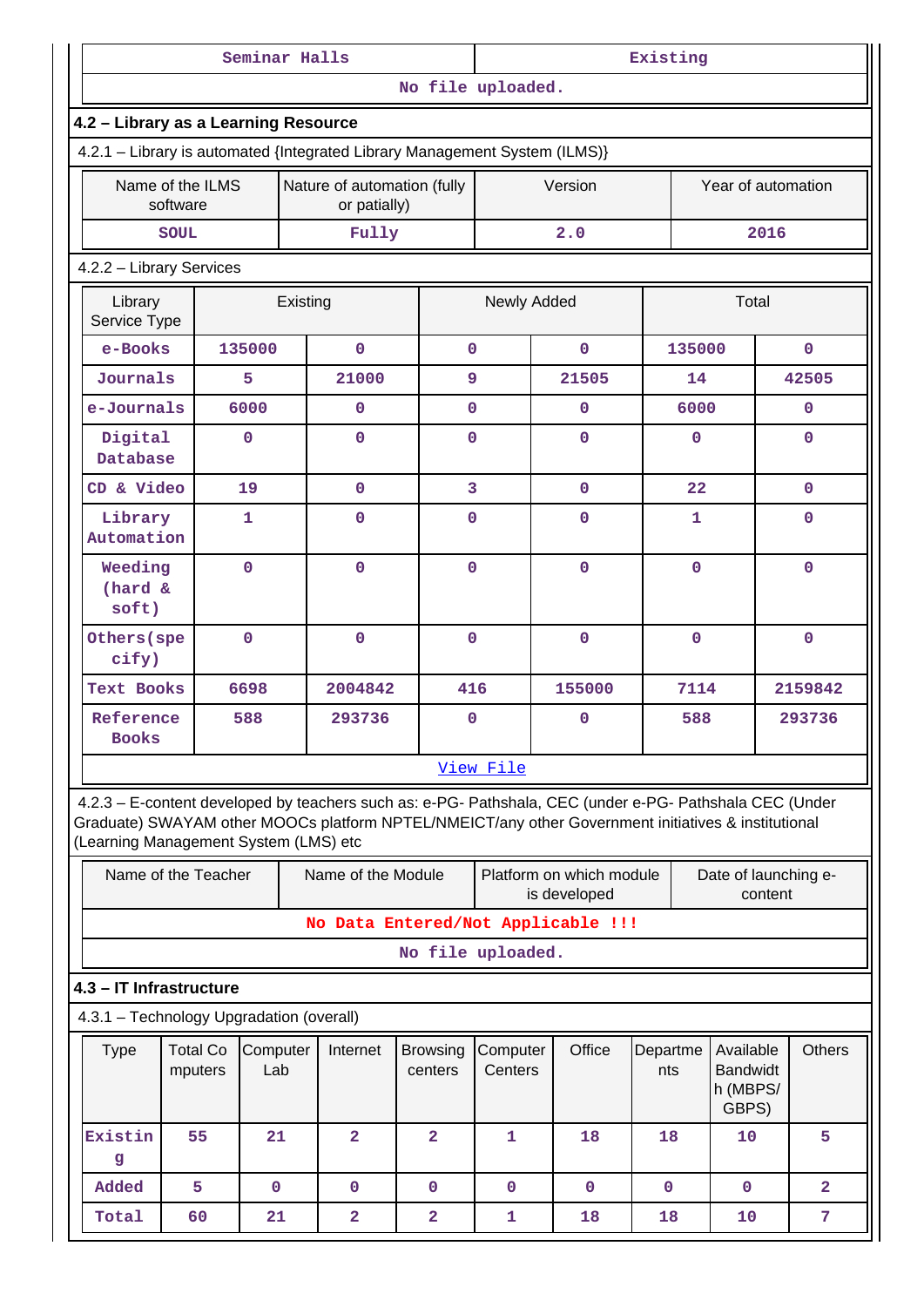| Seminar Halls | Existing |
|---|---|
| No file uploaded. | |

## 4.2 – Library as a Learning Resource

4.2.1 – Library is automated {Integrated Library Management System (ILMS)}

| Name of the ILMS software | Nature of automation (fully or patially) | Version | Year of automation |
|---|---|---|---|
| SOUL | Fully | 2.0 | 2016 |

4.2.2 – Library Services

| Library Service Type | Existing | | Newly Added | | Total | |
|---|---|---|---|---|---|---|
| e-Books | 135000 | 0 | 0 | 0 | 135000 | 0 |
| Journals | 5 | 21000 | 9 | 21505 | 14 | 42505 |
| e-Journals | 6000 | 0 | 0 | 0 | 6000 | 0 |
| Digital Database | 0 | 0 | 0 | 0 | 0 | 0 |
| CD & Video | 19 | 0 | 3 | 0 | 22 | 0 |
| Library Automation | 1 | 0 | 0 | 0 | 1 | 0 |
| Weeding (hard & soft) | 0 | 0 | 0 | 0 | 0 | 0 |
| Others(specify) | 0 | 0 | 0 | 0 | 0 | 0 |
| Text Books | 6698 | 2004842 | 416 | 155000 | 7114 | 2159842 |
| Reference Books | 588 | 293736 | 0 | 0 | 588 | 293736 |

View File

4.2.3 – E-content developed by teachers such as: e-PG- Pathshala, CEC (under e-PG- Pathshala CEC (Under Graduate) SWAYAM other MOOCs platform NPTEL/NMEICT/any other Government initiatives & institutional (Learning Management System (LMS) etc

| Name of the Teacher | Name of the Module | Platform on which module is developed | Date of launching e-content |
|---|---|---|---|
| No Data Entered/Not Applicable !!! | | | |
| No file uploaded. | | | |

## 4.3 – IT Infrastructure

4.3.1 – Technology Upgradation (overall)

| Type | Total Computers | Computer Lab | Internet | Browsing centers | Computer Centers | Office | Departments | Available Bandwidth (MBPS/ GBPS) | Others |
|---|---|---|---|---|---|---|---|---|---|
| Existing | 55 | 21 | 2 | 2 | 1 | 18 | 18 | 10 | 5 |
| Added | 5 | 0 | 0 | 0 | 0 | 0 | 0 | 0 | 2 |
| Total | 60 | 21 | 2 | 2 | 1 | 18 | 18 | 10 | 7 |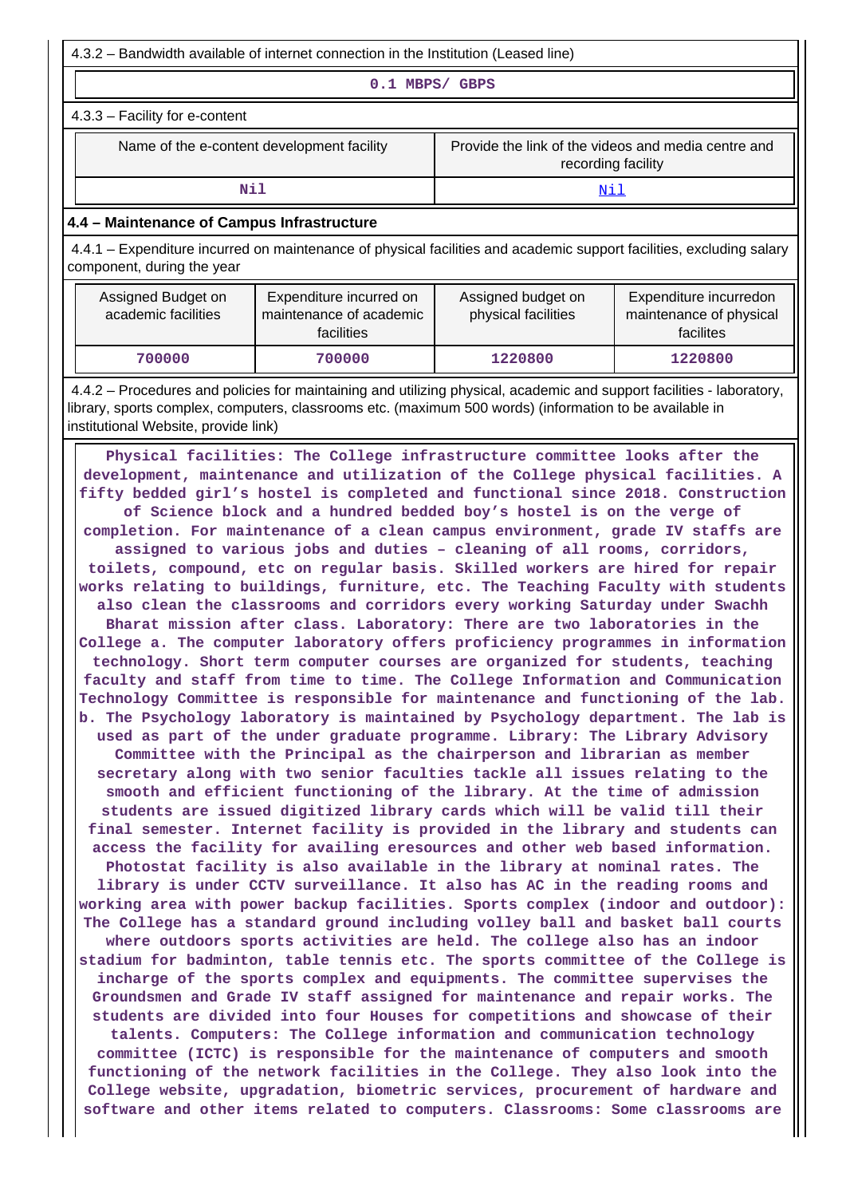4.3.2 – Bandwidth available of internet connection in the Institution (Leased line)

**0.1 MBPS/ GBPS**

4.3.3 – Facility for e-content

| Name of the e-content development facility | Provide the link of the videos and media centre and recording facility |
|---|---|
| Nil | Nil |

### 4.4 – Maintenance of Campus Infrastructure

4.4.1 – Expenditure incurred on maintenance of physical facilities and academic support facilities, excluding salary component, during the year

| Assigned Budget on academic facilities | Expenditure incurred on maintenance of academic facilities | Assigned budget on physical facilities | Expenditure incurredon maintenance of physical facilites |
|---|---|---|---|
| 700000 | 700000 | 1220800 | 1220800 |

4.4.2 – Procedures and policies for maintaining and utilizing physical, academic and support facilities - laboratory, library, sports complex, computers, classrooms etc. (maximum 500 words) (information to be available in institutional Website, provide link)

**Physical facilities: The College infrastructure committee looks after the development, maintenance and utilization of the College physical facilities. A fifty bedded girl's hostel is completed and functional since 2018. Construction of Science block and a hundred bedded boy's hostel is on the verge of completion. For maintenance of a clean campus environment, grade IV staffs are assigned to various jobs and duties – cleaning of all rooms, corridors, toilets, compound, etc on regular basis. Skilled workers are hired for repair works relating to buildings, furniture, etc. The Teaching Faculty with students also clean the classrooms and corridors every working Saturday under Swachh Bharat mission after class. Laboratory: There are two laboratories in the College a. The computer laboratory offers proficiency programmes in information technology. Short term computer courses are organized for students, teaching faculty and staff from time to time. The College Information and Communication Technology Committee is responsible for maintenance and functioning of the lab. b. The Psychology laboratory is maintained by Psychology department. The lab is used as part of the under graduate programme. Library: The Library Advisory Committee with the Principal as the chairperson and librarian as member secretary along with two senior faculties tackle all issues relating to the smooth and efficient functioning of the library. At the time of admission students are issued digitized library cards which will be valid till their final semester. Internet facility is provided in the library and students can access the facility for availing eresources and other web based information. Photostat facility is also available in the library at nominal rates. The library is under CCTV surveillance. It also has AC in the reading rooms and working area with power backup facilities. Sports complex (indoor and outdoor): The College has a standard ground including volley ball and basket ball courts where outdoors sports activities are held. The college also has an indoor stadium for badminton, table tennis etc. The sports committee of the College is incharge of the sports complex and equipments. The committee supervises the Groundsmen and Grade IV staff assigned for maintenance and repair works. The students are divided into four Houses for competitions and showcase of their talents. Computers: The College information and communication technology committee (ICTC) is responsible for the maintenance of computers and smooth functioning of the network facilities in the College. They also look into the College website, upgradation, biometric services, procurement of hardware and software and other items related to computers. Classrooms: Some classrooms are**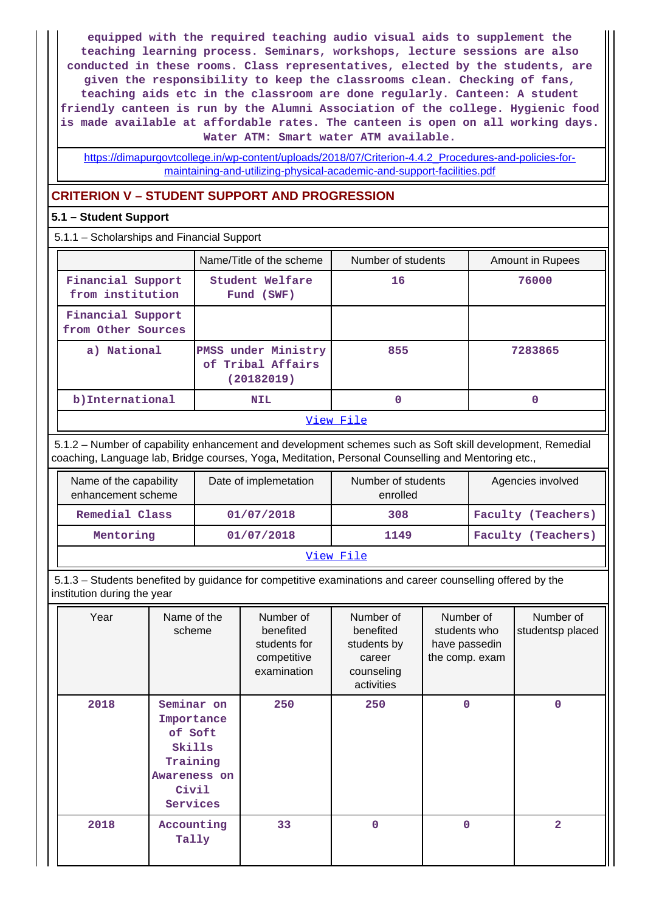equipped with the required teaching audio visual aids to supplement the teaching learning process. Seminars, workshops, lecture sessions are also conducted in these rooms. Class representatives, elected by the students, are given the responsibility to keep the classrooms clean. Checking of fans, teaching aids etc in the classroom are done regularly. Canteen: A student friendly canteen is run by the Alumni Association of the college. Hygienic food is made available at affordable rates. The canteen is open on all working days. Water ATM: Smart water ATM available.

https://dimapurgovtcollege.in/wp-content/uploads/2018/07/Criterion-4.4.2_Procedures-and-policies-for-maintaining-and-utilizing-physical-academic-and-support-facilities.pdf

## CRITERION V – STUDENT SUPPORT AND PROGRESSION

### 5.1 – Student Support

5.1.1 – Scholarships and Financial Support

| | Name/Title of the scheme | Number of students | Amount in Rupees |
|---|---|---|---|
| Financial Support from institution | Student Welfare Fund (SWF) | 16 | 76000 |
| Financial Support from Other Sources | | | |
| a) National | PMSS under Ministry of Tribal Affairs (20182019) | 855 | 7283865 |
| b)International | NIL | 0 | 0 |

View File

5.1.2 – Number of capability enhancement and development schemes such as Soft skill development, Remedial coaching, Language lab, Bridge courses, Yoga, Meditation, Personal Counselling and Mentoring etc.,

| Name of the capability enhancement scheme | Date of implementation | Number of students enrolled | Agencies involved |
|---|---|---|---|
| Remedial Class | 01/07/2018 | 308 | Faculty (Teachers) |
| Mentoring | 01/07/2018 | 1149 | Faculty (Teachers) |

View File

5.1.3 – Students benefited by guidance for competitive examinations and career counselling offered by the institution during the year

| Year | Name of the scheme | Number of benefited students for competitive examination | Number of benefited students by career counseling activities | Number of students who have passedin the comp. exam | Number of studentsp placed |
|---|---|---|---|---|---|
| 2018 | Seminar on Importance of Soft Skills Training Awareness on Civil Services | 250 | 250 | 0 | 0 |
| 2018 | Accounting Tally | 33 | 0 | 0 | 2 |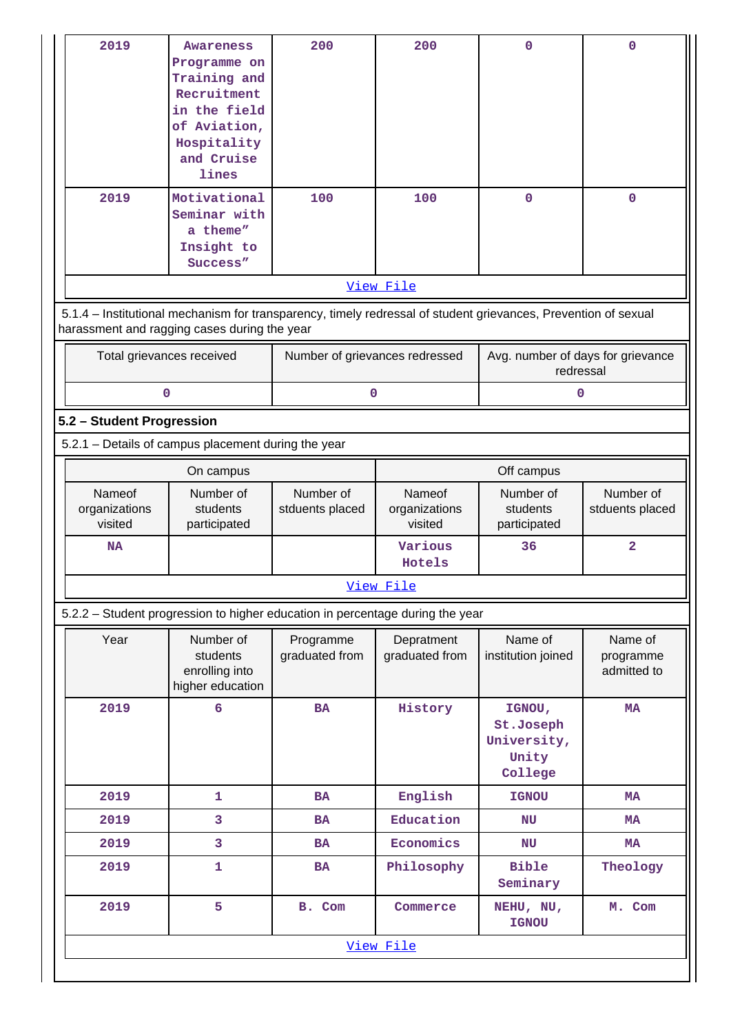| 2019 | Awareness Programme on Training and Recruitment in the field of Aviation, Hospitality and Cruise lines | 200 | 200 | 0 | 0 |
|---|---|---|---|---|---|
| 2019 | Motivational Seminar with a theme" Insight to Success" | 100 | 100 | 0 | 0 |
| View File | | | | | |

5.1.4 – Institutional mechanism for transparency, timely redressal of student grievances, Prevention of sexual harassment and ragging cases during the year

| Total grievances received | Number of grievances redressed | Avg. number of days for grievance redressal |
|---|---|---|
| 0 | 0 | 0 |

## 5.2 – Student Progression

5.2.1 – Details of campus placement during the year

| On campus | | | Off campus | | |
|---|---|---|---|---|---|
| Nameof organizations visited | Number of students participated | Number of stduents placed | Nameof organizations visited | Number of students participated | Number of stduents placed |
| NA | | | Various Hotels | 36 | 2 |
| View File | | | | | |

5.2.2 – Student progression to higher education in percentage during the year

| Year | Number of students enrolling into higher education | Programme graduated from | Depratment graduated from | Name of institution joined | Name of programme admitted to |
|---|---|---|---|---|---|
| 2019 | 6 | BA | History | IGNOU, St.Joseph University, Unity College | MA |
| 2019 | 1 | BA | English | IGNOU | MA |
| 2019 | 3 | BA | Education | NU | MA |
| 2019 | 3 | BA | Economics | NU | MA |
| 2019 | 1 | BA | Philosophy | Bible Seminary | Theology |
| 2019 | 5 | B. Com | Commerce | NEHU, NU, IGNOU | M. Com |
| View File | | | | | |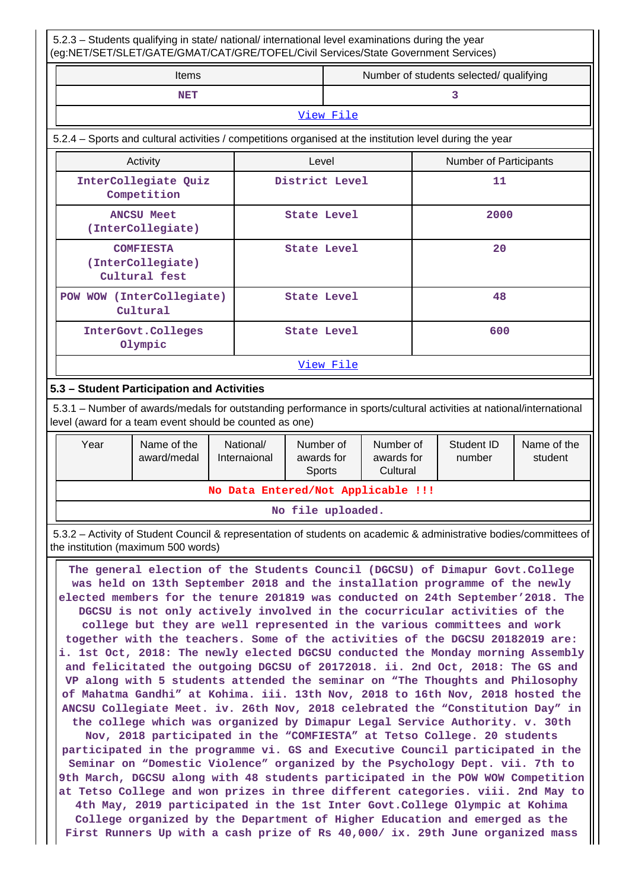5.2.3 – Students qualifying in state/ national/ international level examinations during the year (eg:NET/SET/SLET/GATE/GMAT/CAT/GRE/TOFEL/Civil Services/State Government Services)

| Items | Number of students selected/ qualifying |
|---|---|
| NET | 3 |

View File

5.2.4 – Sports and cultural activities / competitions organised at the institution level during the year

| Activity | Level | Number of Participants |
|---|---|---|
| InterCollegiate Quiz Competition | District Level | 11 |
| ANCSU Meet (InterCollegiate) | State Level | 2000 |
| COMFIESTA (InterCollegiate) Cultural fest | State Level | 20 |
| POW WOW (InterCollegiate) Cultural | State Level | 48 |
| InterGovt.Colleges Olympic | State Level | 600 |

View File

## 5.3 – Student Participation and Activities

5.3.1 – Number of awards/medals for outstanding performance in sports/cultural activities at national/international level (award for a team event should be counted as one)

| Year | Name of the award/medal | National/ Internaional | Number of awards for Sports | Number of awards for Cultural | Student ID number | Name of the student |
|---|---|---|---|---|---|---|
| No Data Entered/Not Applicable !!! | | | | | | |

No file uploaded.

5.3.2 – Activity of Student Council & representation of students on academic & administrative bodies/committees of the institution (maximum 500 words)

The general election of the Students Council (DGCSU) of Dimapur Govt.College was held on 13th September 2018 and the installation programme of the newly elected members for the tenure 201819 was conducted on 24th September'2018. The DGCSU is not only actively involved in the cocurricular activities of the college but they are well represented in the various committees and work together with the teachers. Some of the activities of the DGCSU 20182019 are: i. 1st Oct, 2018: The newly elected DGCSU conducted the Monday morning Assembly and felicitated the outgoing DGCSU of 20172018. ii. 2nd Oct, 2018: The GS and VP along with 5 students attended the seminar on "The Thoughts and Philosophy of Mahatma Gandhi" at Kohima. iii. 13th Nov, 2018 to 16th Nov, 2018 hosted the ANCSU Collegiate Meet. iv. 26th Nov, 2018 celebrated the "Constitution Day" in the college which was organized by Dimapur Legal Service Authority. v. 30th Nov, 2018 participated in the "COMFIESTA" at Tetso College. 20 students participated in the programme vi. GS and Executive Council participated in the Seminar on "Domestic Violence" organized by the Psychology Dept. vii. 7th to 9th March, DGCSU along with 48 students participated in the POW WOW Competition at Tetso College and won prizes in three different categories. viii. 2nd May to 4th May, 2019 participated in the 1st Inter Govt.College Olympic at Kohima College organized by the Department of Higher Education and emerged as the First Runners Up with a cash prize of Rs 40,000/ ix. 29th June organized mass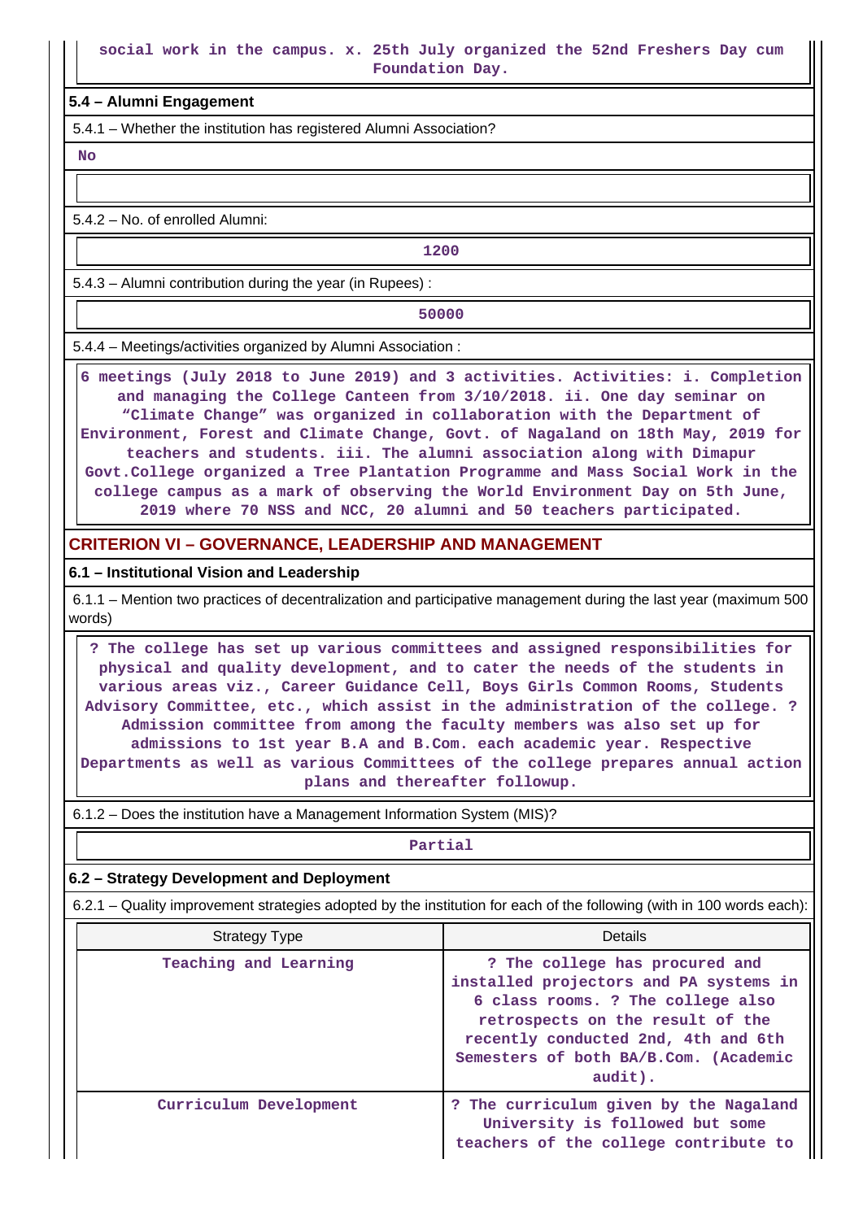social work in the campus. x. 25th July organized the 52nd Freshers Day cum Foundation Day.

**5.4 – Alumni Engagement**

5.4.1 – Whether the institution has registered Alumni Association?

No

5.4.2 – No. of enrolled Alumni:

1200

5.4.3 – Alumni contribution during the year (in Rupees) :

50000

5.4.4 – Meetings/activities organized by Alumni Association :

6 meetings (July 2018 to June 2019) and 3 activities. Activities: i. Completion and managing the College Canteen from 3/10/2018. ii. One day seminar on "Climate Change" was organized in collaboration with the Department of Environment, Forest and Climate Change, Govt. of Nagaland on 18th May, 2019 for teachers and students. iii. The alumni association along with Dimapur Govt.College organized a Tree Plantation Programme and Mass Social Work in the college campus as a mark of observing the World Environment Day on 5th June, 2019 where 70 NSS and NCC, 20 alumni and 50 teachers participated.

## CRITERION VI – GOVERNANCE, LEADERSHIP AND MANAGEMENT

**6.1 – Institutional Vision and Leadership**

6.1.1 – Mention two practices of decentralization and participative management during the last year (maximum 500 words)

? The college has set up various committees and assigned responsibilities for physical and quality development, and to cater the needs of the students in various areas viz., Career Guidance Cell, Boys Girls Common Rooms, Students Advisory Committee, etc., which assist in the administration of the college. ? Admission committee from among the faculty members was also set up for admissions to 1st year B.A and B.Com. each academic year. Respective Departments as well as various Committees of the college prepares annual action plans and thereafter followup.

6.1.2 – Does the institution have a Management Information System (MIS)?

Partial

**6.2 – Strategy Development and Deployment**

6.2.1 – Quality improvement strategies adopted by the institution for each of the following (with in 100 words each):

| Strategy Type | Details |
|---|---|
| Teaching and Learning | ? The college has procured and installed projectors and PA systems in 6 class rooms. ? The college also retrospects on the result of the recently conducted 2nd, 4th and 6th Semesters of both BA/B.Com. (Academic audit). |
| Curriculum Development | ? The curriculum given by the Nagaland University is followed but some teachers of the college contribute to |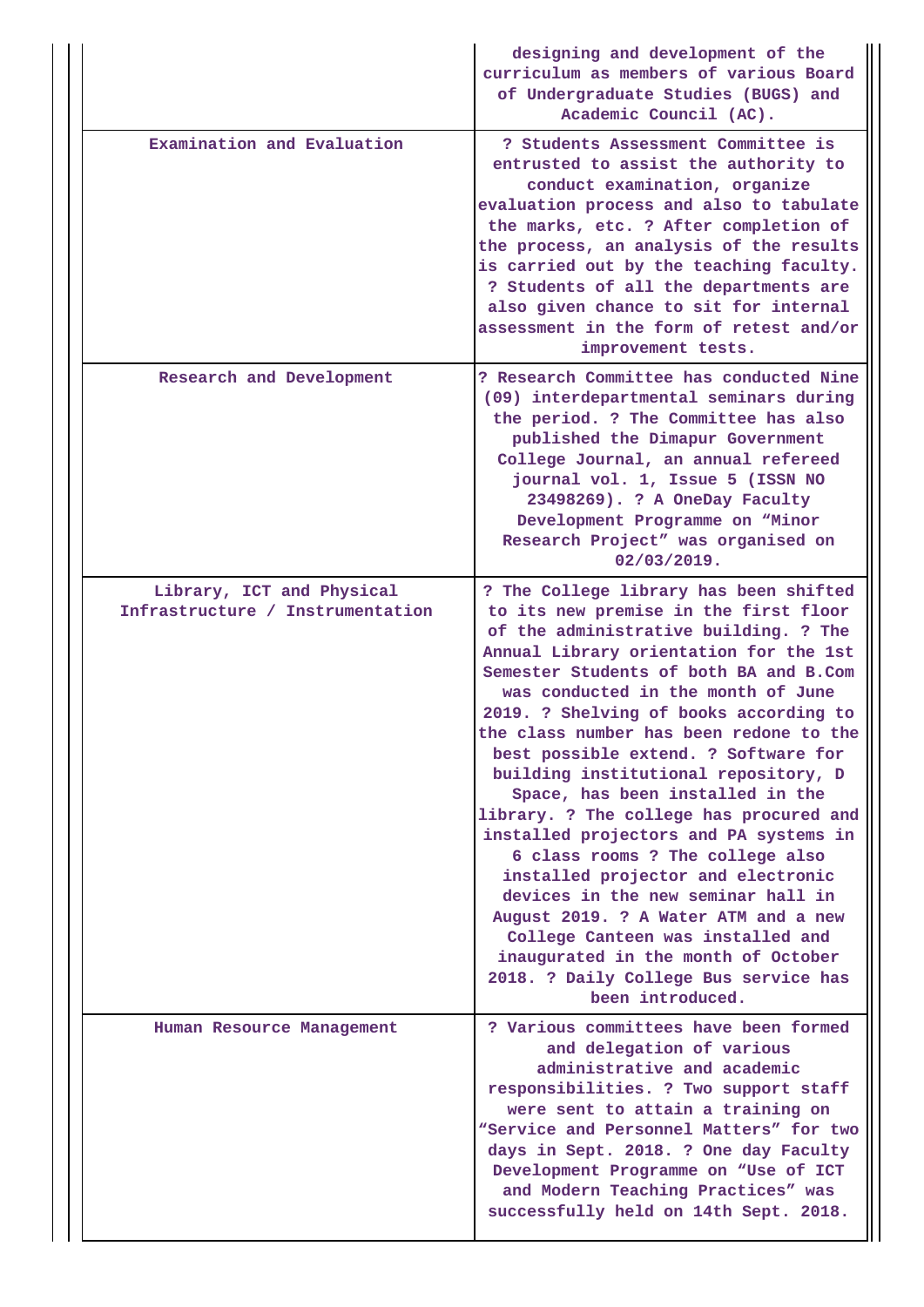| | |
|---|---|
| | designing and development of the curriculum as members of various Board of Undergraduate Studies (BUGS) and Academic Council (AC). |
| Examination and Evaluation | ? Students Assessment Committee is entrusted to assist the authority to conduct examination, organize evaluation process and also to tabulate the marks, etc. ? After completion of the process, an analysis of the results is carried out by the teaching faculty. ? Students of all the departments are also given chance to sit for internal assessment in the form of retest and/or improvement tests. |
| Research and Development | ? Research Committee has conducted Nine (09) interdepartmental seminars during the period. ? The Committee has also published the Dimapur Government College Journal, an annual refereed journal vol. 1, Issue 5 (ISSN NO 23498269). ? A OneDay Faculty Development Programme on "Minor Research Project" was organised on 02/03/2019. |
| Library, ICT and Physical Infrastructure / Instrumentation | ? The College library has been shifted to its new premise in the first floor of the administrative building. ? The Annual Library orientation for the 1st Semester Students of both BA and B.Com was conducted in the month of June 2019. ? Shelving of books according to the class number has been redone to the best possible extend. ? Software for building institutional repository, D Space, has been installed in the library. ? The college has procured and installed projectors and PA systems in 6 class rooms ? The college also installed projector and electronic devices in the new seminar hall in August 2019. ? A Water ATM and a new College Canteen was installed and inaugurated in the month of October 2018. ? Daily College Bus service has been introduced. |
| Human Resource Management | ? Various committees have been formed and delegation of various administrative and academic responsibilities. ? Two support staff were sent to attain a training on "Service and Personnel Matters" for two days in Sept. 2018. ? One day Faculty Development Programme on "Use of ICT and Modern Teaching Practices" was successfully held on 14th Sept. 2018. |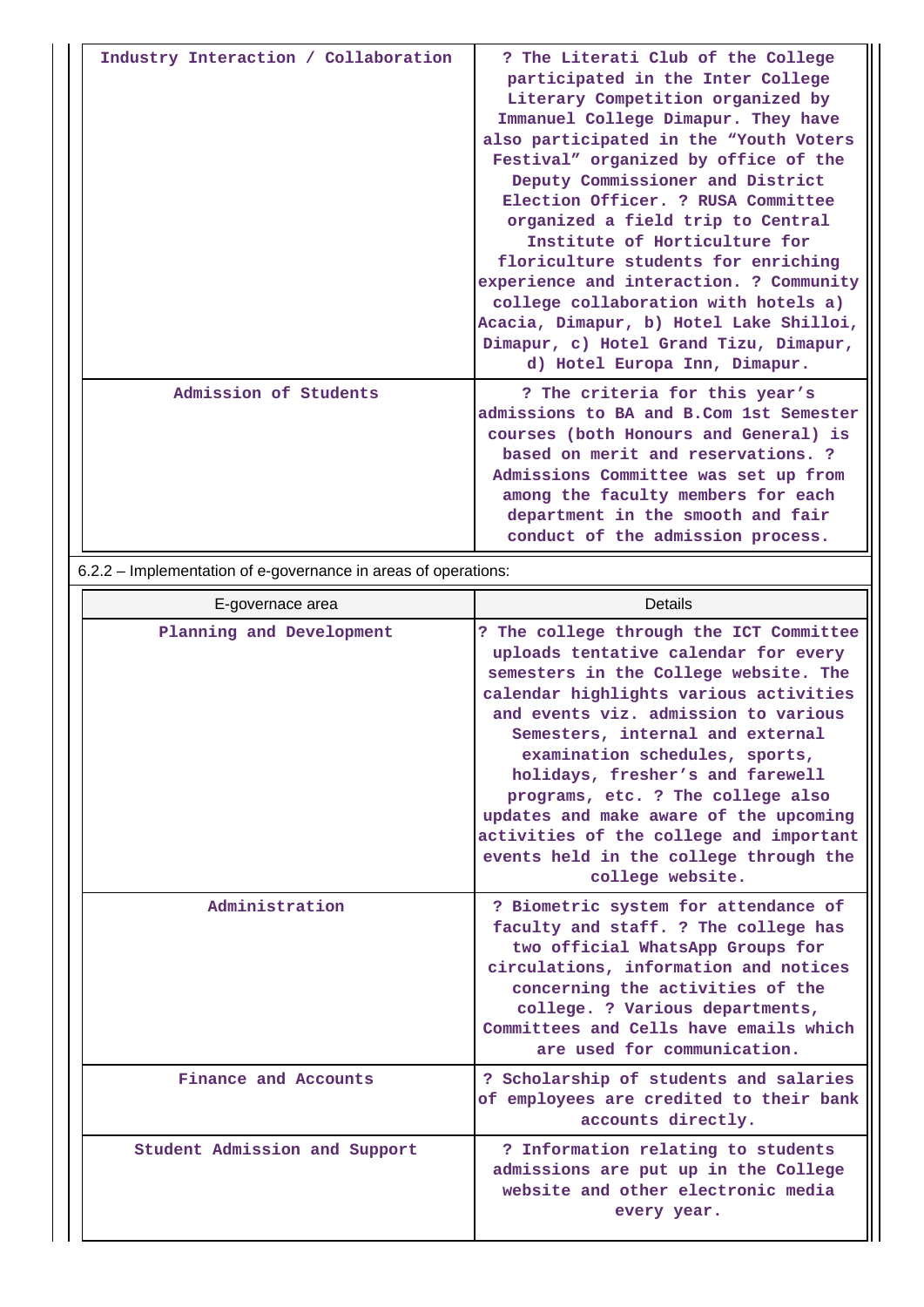| | |
|---|---|
| Industry Interaction / Collaboration | ? The Literati Club of the College participated in the Inter College Literary Competition organized by Immanuel College Dimapur. They have also participated in the “Youth Voters Festival” organized by office of the Deputy Commissioner and District Election Officer. ? RUSA Committee organized a field trip to Central Institute of Horticulture for floriculture students for enriching experience and interaction. ? Community college collaboration with hotels a) Acacia, Dimapur, b) Hotel Lake Shilloi, Dimapur, c) Hotel Grand Tizu, Dimapur, d) Hotel Europa Inn, Dimapur. |
| Admission of Students | ? The criteria for this year’s admissions to BA and B.Com 1st Semester courses (both Honours and General) is based on merit and reservations. ? Admissions Committee was set up from among the faculty members for each department in the smooth and fair conduct of the admission process. |

6.2.2 – Implementation of e-governance in areas of operations:

| E-governace area | Details |
|---|---|
| Planning and Development | ? The college through the ICT Committee uploads tentative calendar for every semesters in the College website. The calendar highlights various activities and events viz. admission to various Semesters, internal and external examination schedules, sports, holidays, fresher’s and farewell programs, etc. ? The college also updates and make aware of the upcoming activities of the college and important events held in the college through the college website. |
| Administration | ? Biometric system for attendance of faculty and staff. ? The college has two official WhatsApp Groups for circulations, information and notices concerning the activities of the college. ? Various departments, Committees and Cells have emails which are used for communication. |
| Finance and Accounts | ? Scholarship of students and salaries of employees are credited to their bank accounts directly. |
| Student Admission and Support | ? Information relating to students admissions are put up in the College website and other electronic media every year. |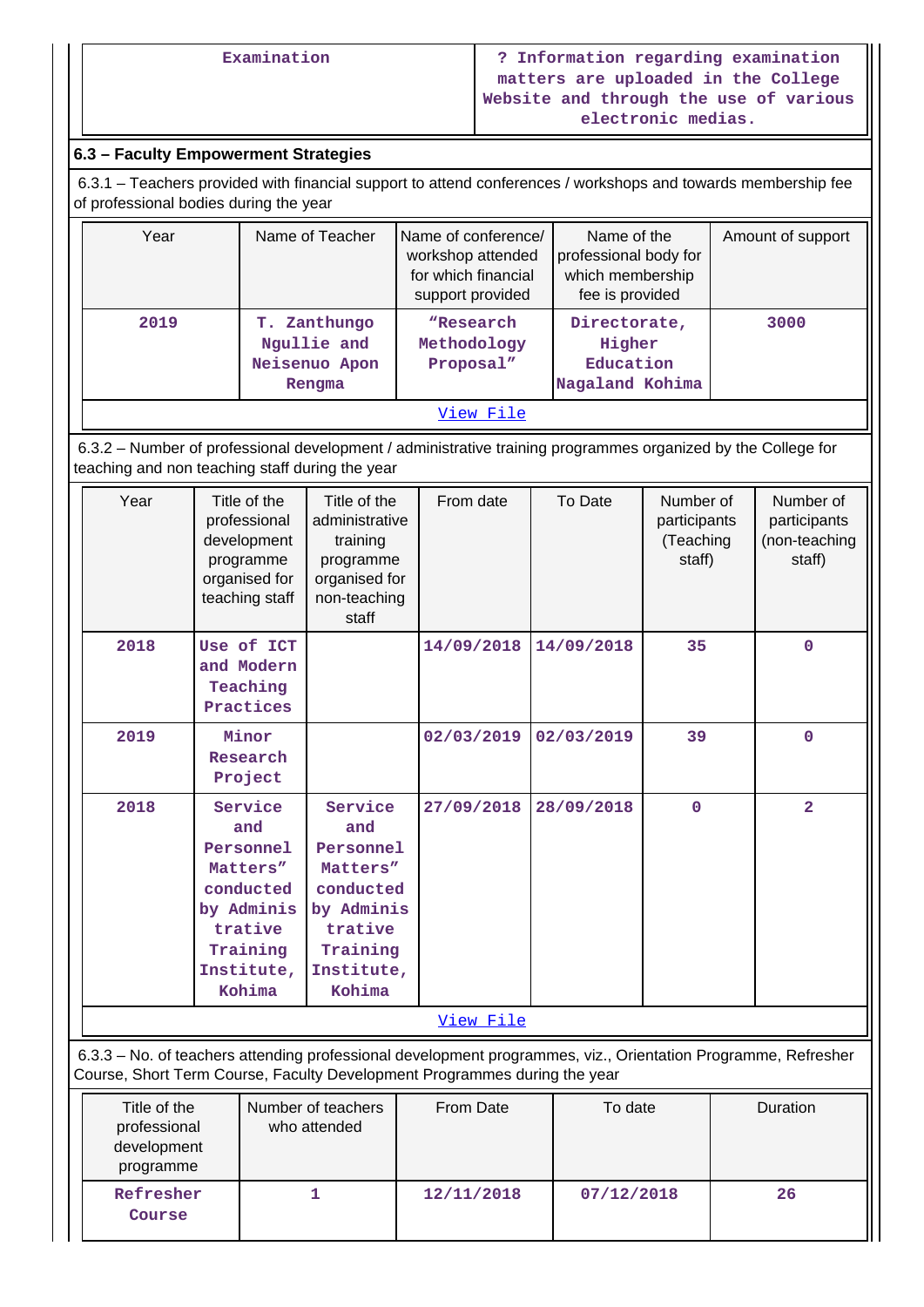| Examination | ? Information regarding examination matters are uploaded in the College Website and through the use of various electronic medias. |
|---|---|

### 6.3 – Faculty Empowerment Strategies

6.3.1 – Teachers provided with financial support to attend conferences / workshops and towards membership fee of professional bodies during the year

| Year | Name of Teacher | Name of conference/ workshop attended for which financial support provided | Name of the professional body for which membership fee is provided | Amount of support |
|---|---|---|---|---|
| 2019 | T. Zanthungo Ngullie and Neisenuo Apon Rengma | "Research Methodology Proposal" | Directorate, Higher Education Nagaland Kohima | 3000 |

View File

6.3.2 – Number of professional development / administrative training programmes organized by the College for teaching and non teaching staff during the year

| Year | Title of the professional development programme organised for teaching staff | Title of the administrative training programme organised for non-teaching staff | From date | To Date | Number of participants (Teaching staff) | Number of participants (non-teaching staff) |
|---|---|---|---|---|---|---|
| 2018 | Use of ICT and Modern Teaching Practices | | 14/09/2018 | 14/09/2018 | 35 | 0 |
| 2019 | Minor Research Project | | 02/03/2019 | 02/03/2019 | 39 | 0 |
| 2018 | Service and Personnel Matters" conducted by Administrative Training Institute, Kohima | Service and Personnel Matters" conducted by Administrative Training Institute, Kohima | 27/09/2018 | 28/09/2018 | 0 | 2 |

View File

6.3.3 – No. of teachers attending professional development programmes, viz., Orientation Programme, Refresher Course, Short Term Course, Faculty Development Programmes during the year

| Title of the professional development programme | Number of teachers who attended | From Date | To date | Duration |
|---|---|---|---|---|
| Refresher Course | 1 | 12/11/2018 | 07/12/2018 | 26 |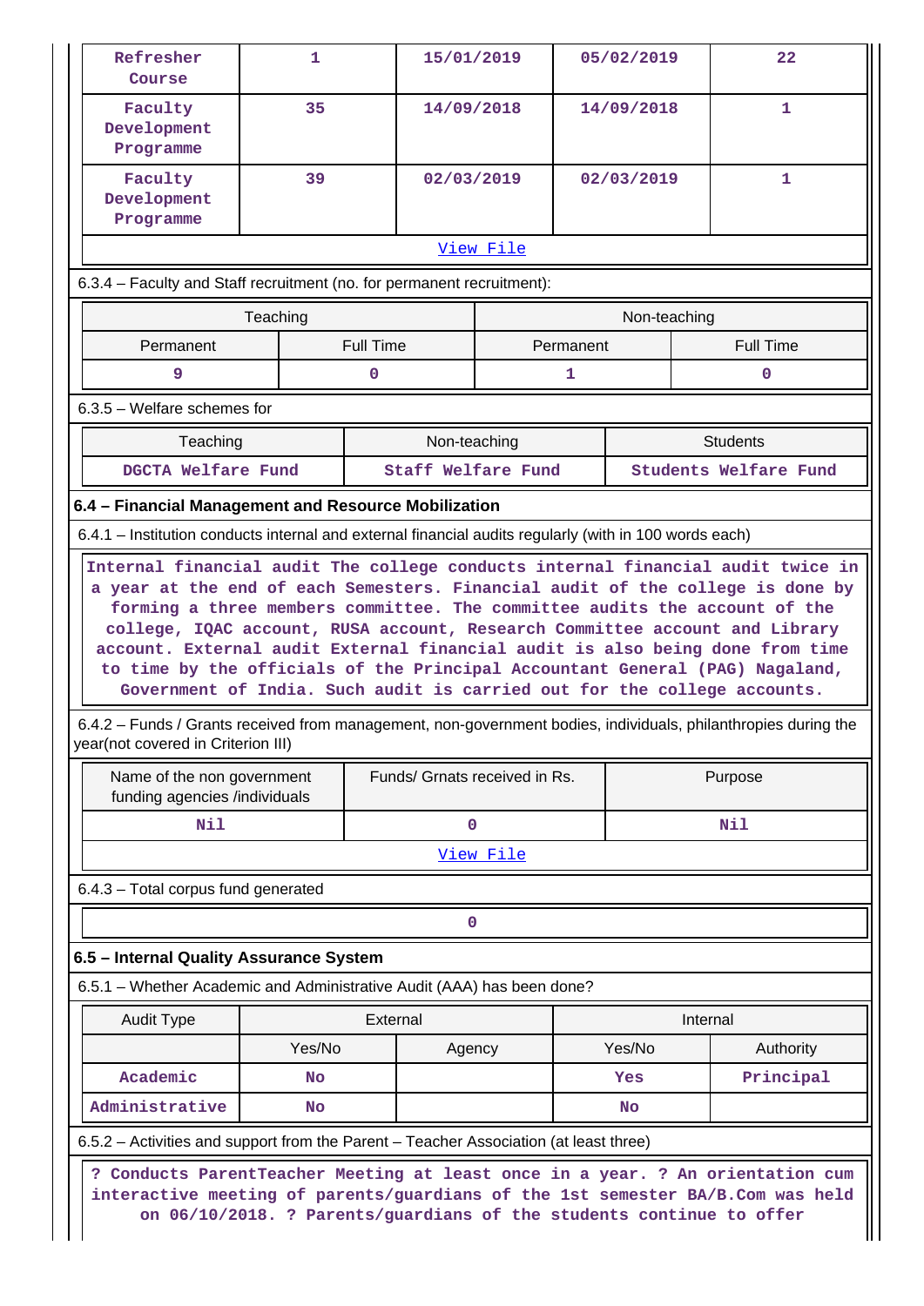| Refresher Course | 1 | 15/01/2019 | 05/02/2019 | 22 |
|---|---|---|---|---|
| Faculty Development Programme | 35 | 14/09/2018 | 14/09/2018 | 1 |
| Faculty Development Programme | 39 | 02/03/2019 | 02/03/2019 | 1 |

View File

6.3.4 – Faculty and Staff recruitment (no. for permanent recruitment):

| Teaching | | Non-teaching | |
|---|---|---|---|
| Permanent | Full Time | Permanent | Full Time |
| 9 | 0 | 1 | 0 |

6.3.5 – Welfare schemes for

| Teaching | Non-teaching | Students |
|---|---|---|
| DGCTA Welfare Fund | Staff Welfare Fund | Students Welfare Fund |

**6.4 – Financial Management and Resource Mobilization**

6.4.1 – Institution conducts internal and external financial audits regularly (with in 100 words each)

Internal financial audit The college conducts internal financial audit twice in a year at the end of each Semesters. Financial audit of the college is done by forming a three members committee. The committee audits the account of the college, IQAC account, RUSA account, Research Committee account and Library account. External audit External financial audit is also being done from time to time by the officials of the Principal Accountant General (PAG) Nagaland, Government of India. Such audit is carried out for the college accounts.

6.4.2 – Funds / Grants received from management, non-government bodies, individuals, philanthropies during the year(not covered in Criterion III)

| Name of the non government funding agencies /individuals | Funds/ Grnats received in Rs. | Purpose |
|---|---|---|
| Nil | 0 | Nil |

View File

6.4.3 – Total corpus fund generated

0

**6.5 – Internal Quality Assurance System**

6.5.1 – Whether Academic and Administrative Audit (AAA) has been done?

| Audit Type | External | | Internal | |
|---|---|---|---|---|
| | Yes/No | Agency | Yes/No | Authority |
| Academic | No | | Yes | Principal |
| Administrative | No | | No | |

6.5.2 – Activities and support from the Parent – Teacher Association (at least three)

? Conducts ParentTeacher Meeting at least once in a year. ? An orientation cum interactive meeting of parents/guardians of the 1st semester BA/B.Com was held on 06/10/2018. ? Parents/guardians of the students continue to offer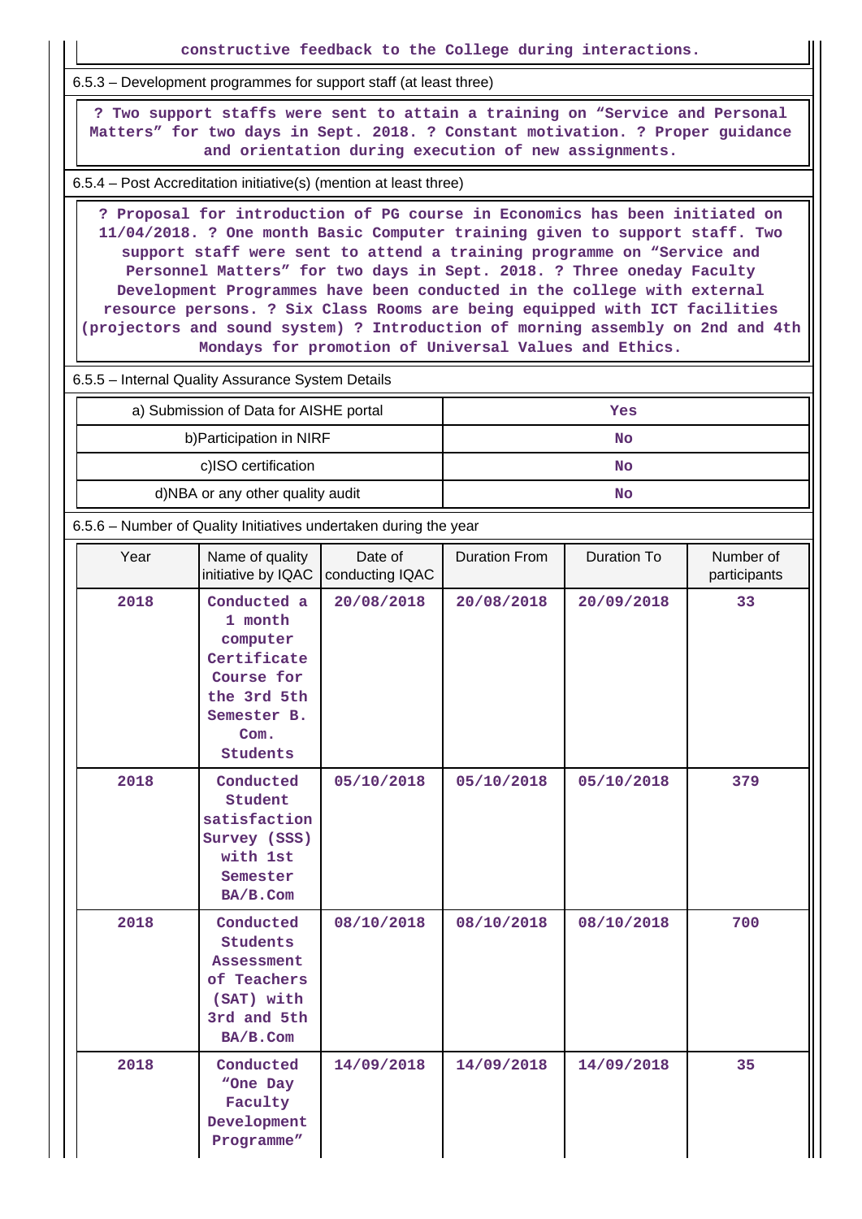constructive feedback to the College during interactions.

6.5.3 – Development programmes for support staff (at least three)

? Two support staffs were sent to attain a training on “Service and Personal Matters” for two days in Sept. 2018. ? Constant motivation. ? Proper guidance and orientation during execution of new assignments.

6.5.4 – Post Accreditation initiative(s) (mention at least three)

? Proposal for introduction of PG course in Economics has been initiated on 11/04/2018. ? One month Basic Computer training given to support staff. Two support staff were sent to attend a training programme on “Service and Personnel Matters” for two days in Sept. 2018. ? Three oneday Faculty Development Programmes have been conducted in the college with external resource persons. ? Six Class Rooms are being equipped with ICT facilities (projectors and sound system) ? Introduction of morning assembly on 2nd and 4th Mondays for promotion of Universal Values and Ethics.

6.5.5 – Internal Quality Assurance System Details

| | |
|---|---|
| a) Submission of Data for AISHE portal | Yes |
| b)Participation in NIRF | No |
| c)ISO certification | No |
| d)NBA or any other quality audit | No |

6.5.6 – Number of Quality Initiatives undertaken during the year

| Year | Name of quality initiative by IQAC | Date of conducting IQAC | Duration From | Duration To | Number of participants |
|---|---|---|---|---|---|
| 2018 | Conducted a 1 month computer Certificate Course for the 3rd 5th Semester B. Com. Students | 20/08/2018 | 20/08/2018 | 20/09/2018 | 33 |
| 2018 | Conducted Student satisfaction Survey (SSS) with 1st Semester BA/B.Com | 05/10/2018 | 05/10/2018 | 05/10/2018 | 379 |
| 2018 | Conducted Students Assessment of Teachers (SAT) with 3rd and 5th BA/B.Com | 08/10/2018 | 08/10/2018 | 08/10/2018 | 700 |
| 2018 | Conducted “One Day Faculty Development Programme” | 14/09/2018 | 14/09/2018 | 14/09/2018 | 35 |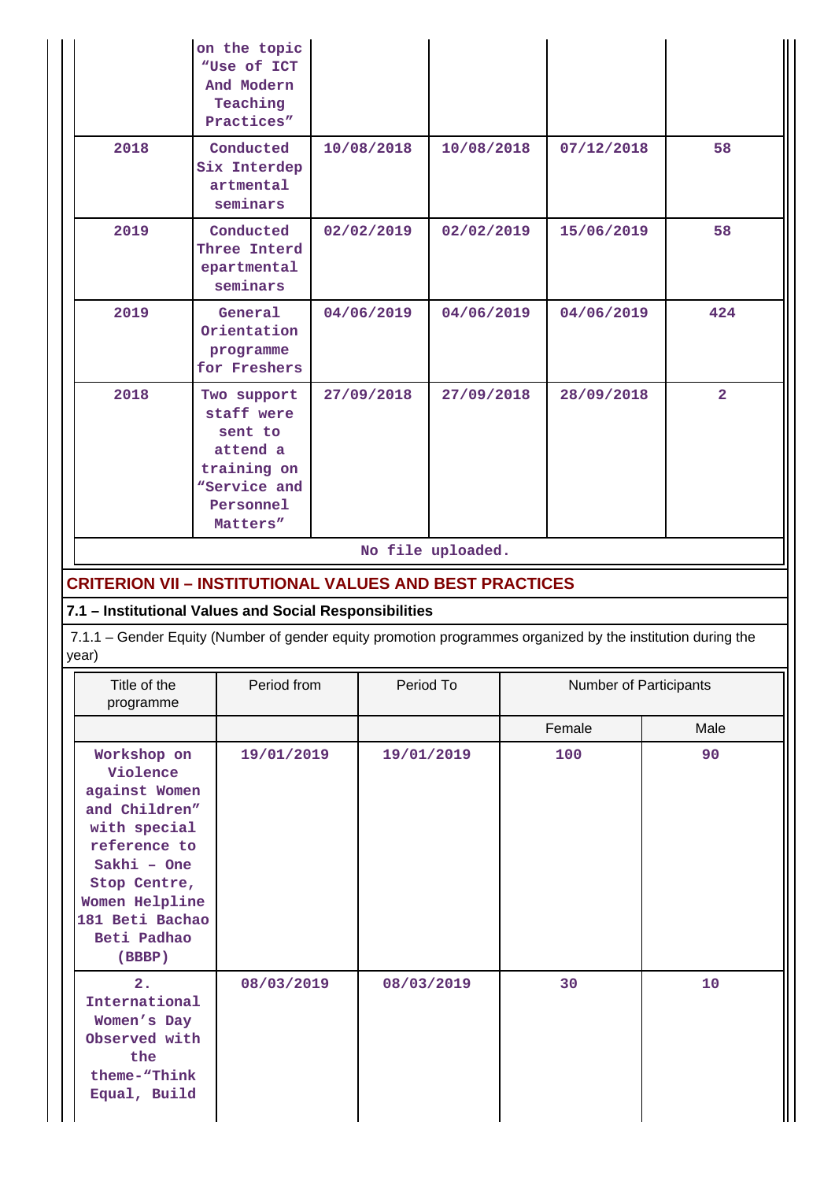|  | on the topic “Use of ICT And Modern Teaching Practices” |  |  |  |  |
|---|---|---|---|---|---|
| 2018 | Conducted Six Interdepartmental seminars | 10/08/2018 | 10/08/2018 | 07/12/2018 | 58 |
| 2019 | Conducted Three Interdepartmental seminars | 02/02/2019 | 02/02/2019 | 15/06/2019 | 58 |
| 2019 | General Orientation programme for Freshers | 04/06/2019 | 04/06/2019 | 04/06/2019 | 424 |
| 2018 | Two support staff were sent to attend a training on “Service and Personnel Matters” | 27/09/2018 | 27/09/2018 | 28/09/2018 | 2 |

No file uploaded.

## CRITERION VII – INSTITUTIONAL VALUES AND BEST PRACTICES

### 7.1 – Institutional Values and Social Responsibilities

7.1.1 – Gender Equity (Number of gender equity promotion programmes organized by the institution during the year)

| Title of the programme | Period from | Period To | Number of Participants | |
|---|---|---|---|---|
|  |  |  | Female | Male |
| Workshop on Violence against Women and Children” with special reference to Sakhi – One Stop Centre, Women Helpline 181 Beti Bachao Beti Padhao (BBBP) | 19/01/2019 | 19/01/2019 | 100 | 90 |
| 2. International Women’s Day Observed with the theme-“Think Equal, Build | 08/03/2019 | 08/03/2019 | 30 | 10 |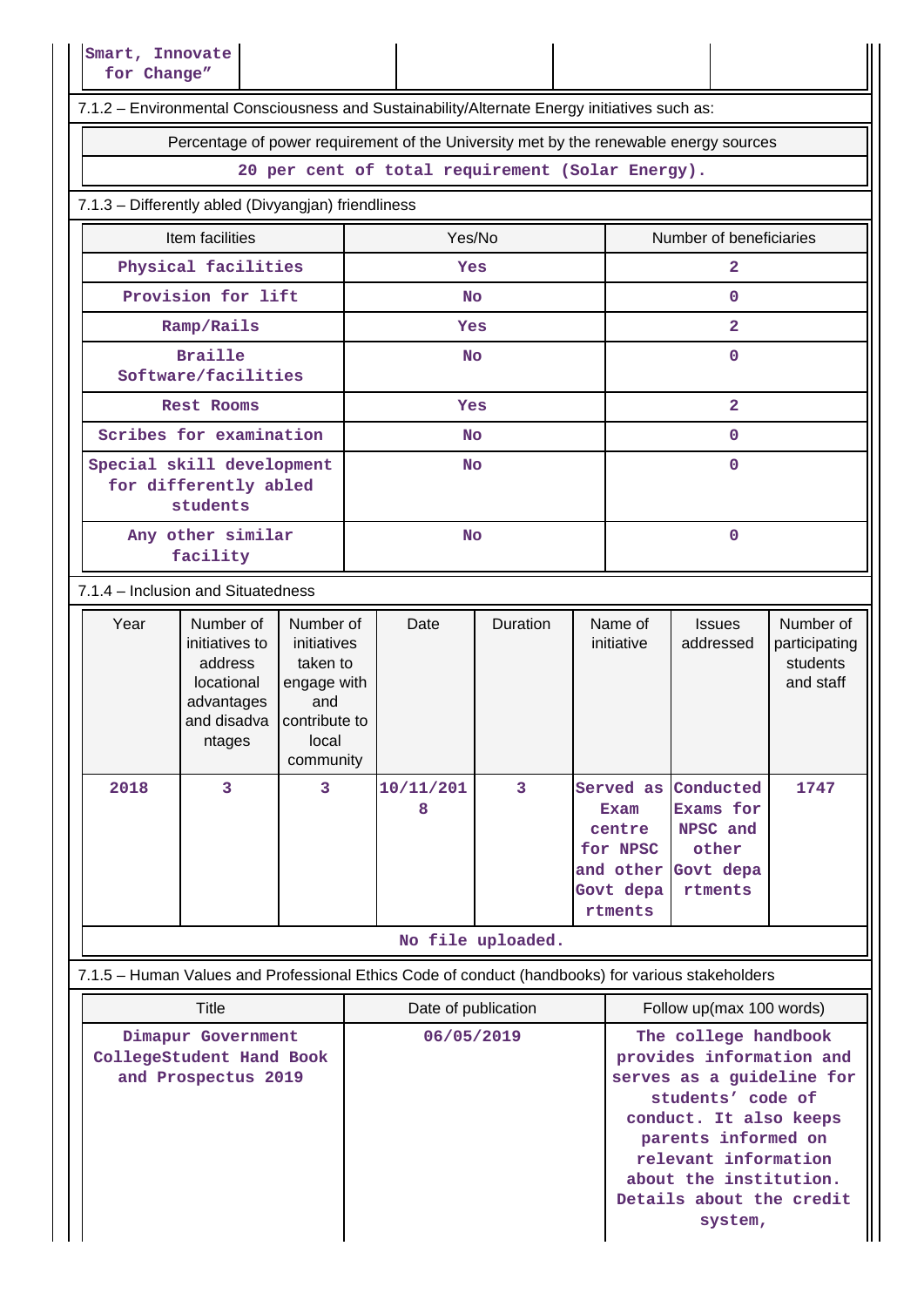| Smart, Innovate for Change” | | | | |
|---|---|---|---|---|

7.1.2 – Environmental Consciousness and Sustainability/Alternate Energy initiatives such as:

| Percentage of power requirement of the University met by the renewable energy sources |
|---|
| 20 per cent of total requirement (Solar Energy). |

7.1.3 – Differently abled (Divyangjan) friendliness

| Item facilities | Yes/No | Number of beneficiaries |
|---|---|---|
| Physical facilities | Yes | 2 |
| Provision for lift | No | 0 |
| Ramp/Rails | Yes | 2 |
| Braille Software/facilities | No | 0 |
| Rest Rooms | Yes | 2 |
| Scribes for examination | No | 0 |
| Special skill development for differently abled students | No | 0 |
| Any other similar facility | No | 0 |

7.1.4 – Inclusion and Situatedness

| Year | Number of initiatives to address locational advantages and disadvantages | Number of initiatives taken to engage with and contribute to local community | Date | Duration | Name of initiative | Issues addressed | Number of participating students and staff |
|---|---|---|---|---|---|---|---|
| 2018 | 3 | 3 | 10/11/2018 | 3 | Served as Exam centre for NPSC and other Govt departments | Conducted Exams for NPSC and other Govt departments | 1747 |

No file uploaded.

7.1.5 – Human Values and Professional Ethics Code of conduct (handbooks) for various stakeholders

| Title | Date of publication | Follow up(max 100 words) |
|---|---|---|
| Dimapur Government CollegeStudent Hand Book and Prospectus 2019 | 06/05/2019 | The college handbook provides information and serves as a guideline for students’ code of conduct. It also keeps parents informed on relevant information about the institution. Details about the credit system, |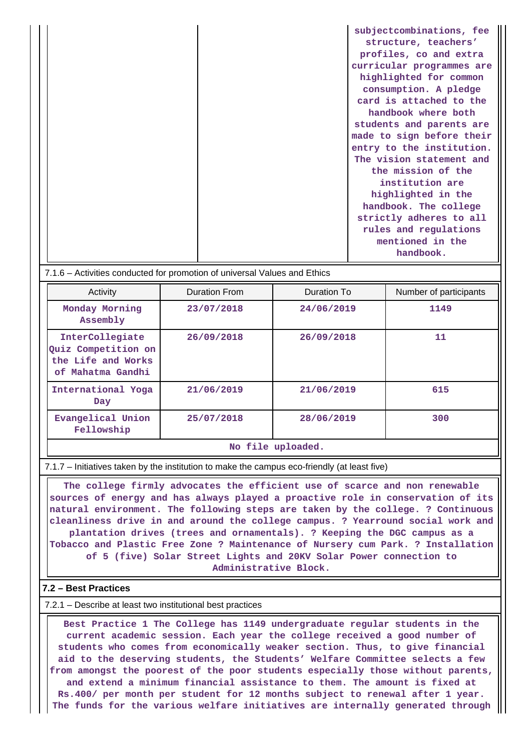| | | subjectcombinations, fee structure, teachers' profiles, co and extra curricular programmes are highlighted for common consumption. A pledge card is attached to the handbook where both students and parents are made to sign before their entry to the institution. The vision statement and the mission of the institution are highlighted in the handbook. The college strictly adheres to all rules and regulations mentioned in the handbook. |
|---|---|---|

7.1.6 – Activities conducted for promotion of universal Values and Ethics

| Activity | Duration From | Duration To | Number of participants |
|---|---|---|---|
| Monday Morning Assembly | 23/07/2018 | 24/06/2019 | 1149 |
| InterCollegiate Quiz Competition on the Life and Works of Mahatma Gandhi | 26/09/2018 | 26/09/2018 | 11 |
| International Yoga Day | 21/06/2019 | 21/06/2019 | 615 |
| Evangelical Union Fellowship | 25/07/2018 | 28/06/2019 | 300 |

No file uploaded.

7.1.7 – Initiatives taken by the institution to make the campus eco-friendly (at least five)

The college firmly advocates the efficient use of scarce and non renewable sources of energy and has always played a proactive role in conservation of its natural environment. The following steps are taken by the college. ? Continuous cleanliness drive in and around the college campus. ? Yearround social work and plantation drives (trees and ornamentals). ? Keeping the DGC campus as a Tobacco and Plastic Free Zone ? Maintenance of Nursery cum Park. ? Installation of 5 (five) Solar Street Lights and 20KV Solar Power connection to Administrative Block.

## 7.2 – Best Practices

7.2.1 – Describe at least two institutional best practices

Best Practice 1 The College has 1149 undergraduate regular students in the current academic session. Each year the college received a good number of students who comes from economically weaker section. Thus, to give financial aid to the deserving students, the Students' Welfare Committee selects a few from amongst the poorest of the poor students especially those without parents, and extend a minimum financial assistance to them. The amount is fixed at Rs.400/ per month per student for 12 months subject to renewal after 1 year. The funds for the various welfare initiatives are internally generated through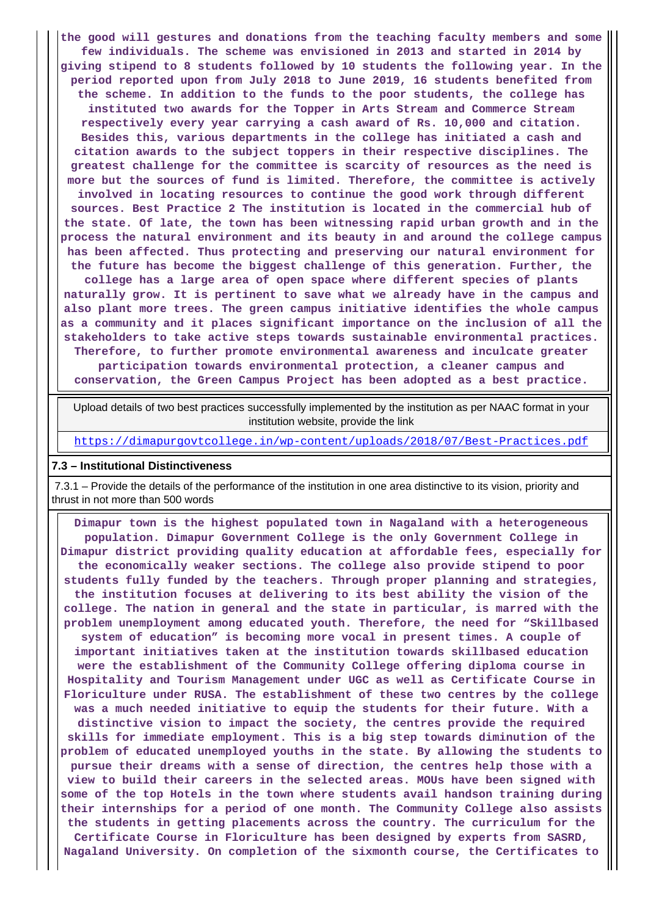**the good will gestures and donations from the teaching faculty members and some few individuals. The scheme was envisioned in 2013 and started in 2014 by giving stipend to 8 students followed by 10 students the following year. In the period reported upon from July 2018 to June 2019, 16 students benefited from the scheme. In addition to the funds to the poor students, the college has instituted two awards for the Topper in Arts Stream and Commerce Stream respectively every year carrying a cash award of Rs. 10,000 and citation. Besides this, various departments in the college has initiated a cash and citation awards to the subject toppers in their respective disciplines. The greatest challenge for the committee is scarcity of resources as the need is more but the sources of fund is limited. Therefore, the committee is actively involved in locating resources to continue the good work through different sources. Best Practice 2 The institution is located in the commercial hub of the state. Of late, the town has been witnessing rapid urban growth and in the process the natural environment and its beauty in and around the college campus has been affected. Thus protecting and preserving our natural environment for the future has become the biggest challenge of this generation. Further, the college has a large area of open space where different species of plants naturally grow. It is pertinent to save what we already have in the campus and also plant more trees. The green campus initiative identifies the whole campus as a community and it places significant importance on the inclusion of all the stakeholders to take active steps towards sustainable environmental practices. Therefore, to further promote environmental awareness and inculcate greater participation towards environmental protection, a cleaner campus and conservation, the Green Campus Project has been adopted as a best practice.**

| Upload details of two best practices successfully implemented by the institution as per NAAC format in your institution website, provide the link |
|---|
| https://dimapurgovtcollege.in/wp-content/uploads/2018/07/Best-Practices.pdf |

**7.3 – Institutional Distinctiveness**

7.3.1 – Provide the details of the performance of the institution in one area distinctive to its vision, priority and thrust in not more than 500 words

**Dimapur town is the highest populated town in Nagaland with a heterogeneous population. Dimapur Government College is the only Government College in Dimapur district providing quality education at affordable fees, especially for the economically weaker sections. The college also provide stipend to poor students fully funded by the teachers. Through proper planning and strategies, the institution focuses at delivering to its best ability the vision of the college. The nation in general and the state in particular, is marred with the problem unemployment among educated youth. Therefore, the need for “Skillbased system of education” is becoming more vocal in present times. A couple of important initiatives taken at the institution towards skillbased education were the establishment of the Community College offering diploma course in Hospitality and Tourism Management under UGC as well as Certificate Course in Floriculture under RUSA. The establishment of these two centres by the college was a much needed initiative to equip the students for their future. With a distinctive vision to impact the society, the centres provide the required skills for immediate employment. This is a big step towards diminution of the problem of educated unemployed youths in the state. By allowing the students to pursue their dreams with a sense of direction, the centres help those with a view to build their careers in the selected areas. MOUs have been signed with some of the top Hotels in the town where students avail handson training during their internships for a period of one month. The Community College also assists the students in getting placements across the country. The curriculum for the Certificate Course in Floriculture has been designed by experts from SASRD, Nagaland University. On completion of the sixmonth course, the Certificates to**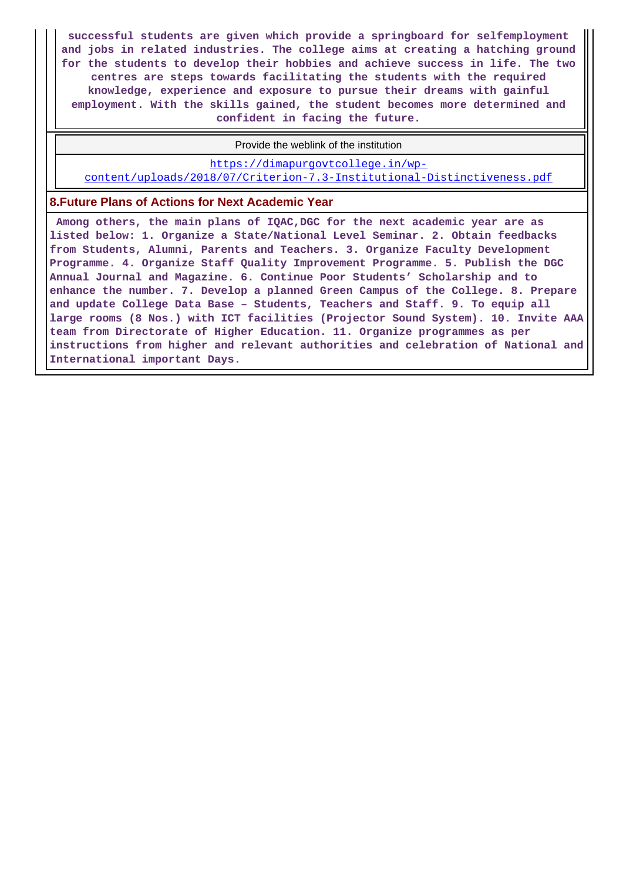successful students are given which provide a springboard for selfemployment and jobs in related industries. The college aims at creating a hatching ground for the students to develop their hobbies and achieve success in life. The two centres are steps towards facilitating the students with the required knowledge, experience and exposure to pursue their dreams with gainful employment. With the skills gained, the student becomes more determined and confident in facing the future.

| Provide the weblink of the institution |
| --- |
| https://dimapurgovtcollege.in/wp-content/uploads/2018/07/Criterion-7.3-Institutional-Distinctiveness.pdf |

## 8.Future Plans of Actions for Next Academic Year

Among others, the main plans of IQAC,DGC for the next academic year are as listed below: 1. Organize a State/National Level Seminar. 2. Obtain feedbacks from Students, Alumni, Parents and Teachers. 3. Organize Faculty Development Programme. 4. Organize Staff Quality Improvement Programme. 5. Publish the DGC Annual Journal and Magazine. 6. Continue Poor Students' Scholarship and to enhance the number. 7. Develop a planned Green Campus of the College. 8. Prepare and update College Data Base – Students, Teachers and Staff. 9. To equip all large rooms (8 Nos.) with ICT facilities (Projector Sound System). 10. Invite AAA team from Directorate of Higher Education. 11. Organize programmes as per instructions from higher and relevant authorities and celebration of National and International important Days.